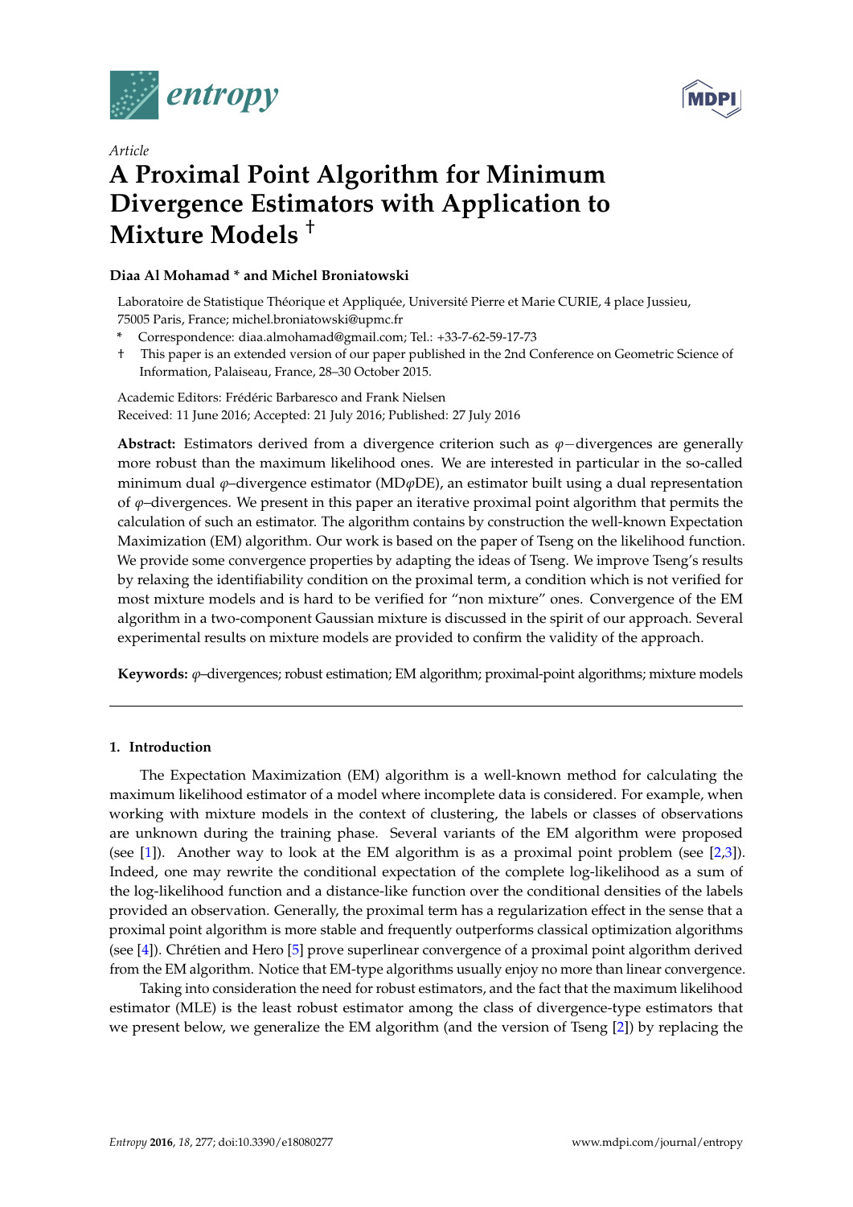*Article*

# A Proximal Point Algorithm for Minimum Divergence Estimators with Application to Mixture Models †

**Diaa Al Mohamad * and Michel Broniatowski**

Laboratoire de Statistique Théorique et Appliquée, Université Pierre et Marie CURIE, 4 place Jussieu, 75005 Paris, France; michel.broniatowski@upmc.fr

\* Correspondence: diaa.almohamad@gmail.com; Tel.: +33-7-62-59-17-73

† This paper is an extended version of our paper published in the 2nd Conference on Geometric Science of Information, Palaiseau, France, 28–30 October 2015.

Academic Editors: Frédéric Barbaresco and Frank Nielsen
Received: 11 June 2016; Accepted: 21 July 2016; Published: 27 July 2016

**Abstract:** Estimators derived from a divergence criterion such as $\varphi-$divergences are generally more robust than the maximum likelihood ones. We are interested in particular in the so-called minimum dual $\varphi$–divergence estimator (MD$\varphi$DE), an estimator built using a dual representation of $\varphi$–divergences. We present in this paper an iterative proximal point algorithm that permits the calculation of such an estimator. The algorithm contains by construction the well-known Expectation Maximization (EM) algorithm. Our work is based on the paper of Tseng on the likelihood function. We provide some convergence properties by adapting the ideas of Tseng. We improve Tseng's results by relaxing the identifiability condition on the proximal term, a condition which is not verified for most mixture models and is hard to be verified for "non mixture" ones. Convergence of the EM algorithm in a two-component Gaussian mixture is discussed in the spirit of our approach. Several experimental results on mixture models are provided to confirm the validity of the approach.

**Keywords:** $\varphi$–divergences; robust estimation; EM algorithm; proximal-point algorithms; mixture models

## 1. Introduction

The Expectation Maximization (EM) algorithm is a well-known method for calculating the maximum likelihood estimator of a model where incomplete data is considered. For example, when working with mixture models in the context of clustering, the labels or classes of observations are unknown during the training phase. Several variants of the EM algorithm were proposed (see [1]). Another way to look at the EM algorithm is as a proximal point problem (see [2,3]). Indeed, one may rewrite the conditional expectation of the complete log-likelihood as a sum of the log-likelihood function and a distance-like function over the conditional densities of the labels provided an observation. Generally, the proximal term has a regularization effect in the sense that a proximal point algorithm is more stable and frequently outperforms classical optimization algorithms (see [4]). Chrétien and Hero [5] prove superlinear convergence of a proximal point algorithm derived from the EM algorithm. Notice that EM-type algorithms usually enjoy no more than linear convergence.

Taking into consideration the need for robust estimators, and the fact that the maximum likelihood estimator (MLE) is the least robust estimator among the class of divergence-type estimators that we present below, we generalize the EM algorithm (and the version of Tseng [2]) by replacing the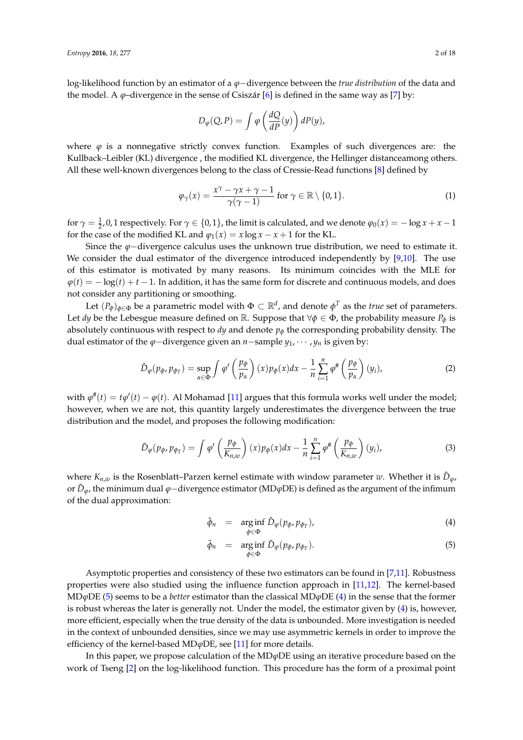log-likelihood function by an estimator of a $\varphi-$divergence between the *true distribution* of the data and the model. A $\varphi$–divergence in the sense of Csiszár [6] is defined in the same way as [7] by:

$$D_\varphi(Q,P) = \int \varphi\left(\frac{dQ}{dP}(y)\right) dP(y),$$

where $\varphi$ is a nonnegative strictly convex function. Examples of such divergences are: the Kullback–Leibler (KL) divergence , the modified KL divergence, the Hellinger distanceamong others. All these well-known divergences belong to the class of Cressie-Read functions [8] defined by

$$\varphi_\gamma(x) = \frac{x^\gamma - \gamma x + \gamma - 1}{\gamma(\gamma-1)} \text{ for } \gamma \in \mathbb{R}\setminus\{0,1\}. \tag{1}$$

for $\gamma = \frac{1}{2}, 0, 1$ respectively. For $\gamma \in \{0,1\}$, the limit is calculated, and we denote $\varphi_0(x) = -\log x + x - 1$ for the case of the modified KL and $\varphi_1(x) = x\log x - x + 1$ for the KL.

Since the $\varphi-$divergence calculus uses the unknown true distribution, we need to estimate it. We consider the dual estimator of the divergence introduced independently by [9,10]. The use of this estimator is motivated by many reasons. Its minimum coincides with the MLE for $\varphi(t) = -\log(t) + t - 1$. In addition, it has the same form for discrete and continuous models, and does not consider any partitioning or smoothing.

Let $(P_\phi)_{\phi\in\Phi}$ be a parametric model with $\Phi \subset \mathbb{R}^d$, and denote $\phi^T$ as the *true* set of parameters. Let $dy$ be the Lebesgue measure defined on $\mathbb{R}$. Suppose that $\forall\phi \in \Phi$, the probability measure $P_\phi$ is absolutely continuous with respect to $dy$ and denote $p_\phi$ the corresponding probability density. The dual estimator of the $\varphi-$divergence given an $n-$sample $y_1, \cdots, y_n$ is given by:

$$\hat{D}_\varphi(p_\phi, p_{\phi^T}) = \sup_{\alpha\in\Phi} \int \varphi'\left(\frac{p_\phi}{p_\alpha}\right)(x) p_\phi(x)dx - \frac{1}{n}\sum_{i=1}^n \varphi^\#\left(\frac{p_\phi}{p_\alpha}\right)(y_i), \tag{2}$$

with $\varphi^\#(t) = t\varphi'(t) - \varphi(t)$. Al Mohamad [11] argues that this formula works well under the model; however, when we are not, this quantity largely underestimates the divergence between the true distribution and the model, and proposes the following modification:

$$\tilde{D}_\varphi(p_\phi, p_{\phi^T}) = \int \varphi'\left(\frac{p_\phi}{K_{n,w}}\right)(x) p_\phi(x)dx - \frac{1}{n}\sum_{i=1}^n \varphi^\#\left(\frac{p_\phi}{K_{n,w}}\right)(y_i), \tag{3}$$

where $K_{n,w}$ is the Rosenblatt–Parzen kernel estimate with window parameter $w$. Whether it is $\hat{D}_\varphi$, or $\tilde{D}_\varphi$, the minimum dual $\varphi-$divergence estimator (MD$\varphi$DE) is defined as the argument of the infimum of the dual approximation:

$$\hat{\phi}_n = \arg\inf_{\phi\in\Phi} \hat{D}_\varphi(p_\phi, p_{\phi^T}), \tag{4}$$

$$\tilde{\phi}_n = \arg\inf_{\phi\in\Phi} \tilde{D}_\varphi(p_\phi, p_{\phi^T}). \tag{5}$$

Asymptotic properties and consistency of these two estimators can be found in [7,11]. Robustness properties were also studied using the influence function approach in [11,12]. The kernel-based MD$\varphi$DE (5) seems to be a *better* estimator than the classical MD$\varphi$DE (4) in the sense that the former is robust whereas the later is generally not. Under the model, the estimator given by (4) is, however, more efficient, especially when the true density of the data is unbounded. More investigation is needed in the context of unbounded densities, since we may use asymmetric kernels in order to improve the efficiency of the kernel-based MD$\varphi$DE, see [11] for more details.

In this paper, we propose calculation of the MD$\varphi$DE using an iterative procedure based on the work of Tseng [2] on the log-likelihood function. This procedure has the form of a proximal point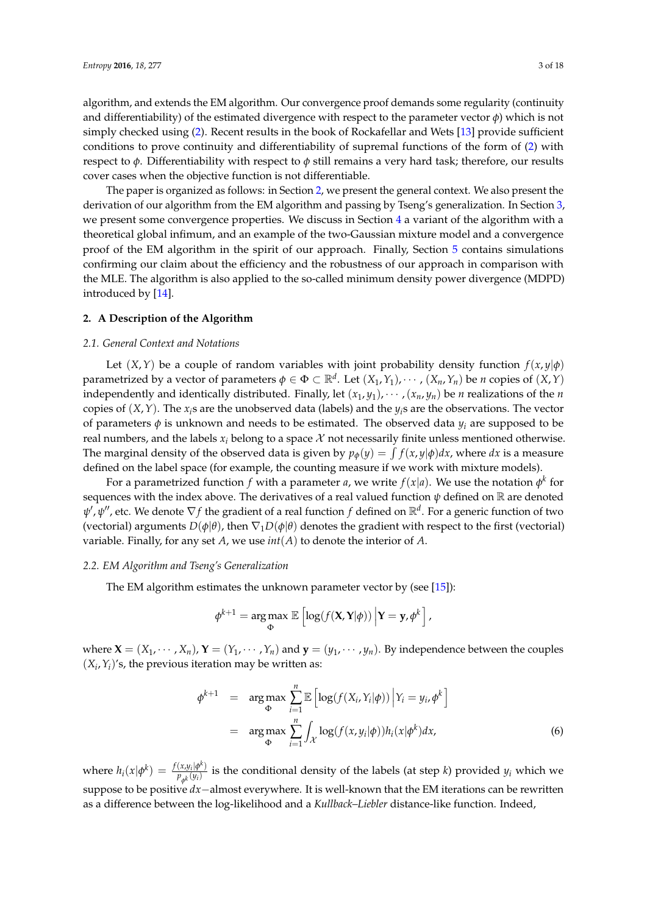algorithm, and extends the EM algorithm. Our convergence proof demands some regularity (continuity and differentiability) of the estimated divergence with respect to the parameter vector $\phi$) which is not simply checked using (2). Recent results in the book of Rockafellar and Wets [13] provide sufficient conditions to prove continuity and differentiability of supremal functions of the form of (2) with respect to $\phi$. Differentiability with respect to $\phi$ still remains a very hard task; therefore, our results cover cases when the objective function is not differentiable.

The paper is organized as follows: in Section 2, we present the general context. We also present the derivation of our algorithm from the EM algorithm and passing by Tseng's generalization. In Section 3, we present some convergence properties. We discuss in Section 4 a variant of the algorithm with a theoretical global infimum, and an example of the two-Gaussian mixture model and a convergence proof of the EM algorithm in the spirit of our approach. Finally, Section 5 contains simulations confirming our claim about the efficiency and the robustness of our approach in comparison with the MLE. The algorithm is also applied to the so-called minimum density power divergence (MDPD) introduced by [14].

## 2. A Description of the Algorithm

### 2.1. General Context and Notations

Let $(X, Y)$ be a couple of random variables with joint probability density function $f(x, y|\phi)$ parametrized by a vector of parameters $\phi \in \Phi \subset \mathbb{R}^d$. Let $(X_1, Y_1), \cdots, (X_n, Y_n)$ be $n$ copies of $(X, Y)$ independently and identically distributed. Finally, let $(x_1, y_1), \cdots, (x_n, y_n)$ be $n$ realizations of the $n$ copies of $(X, Y)$. The $x_i$s are the unobserved data (labels) and the $y_i$s are the observations. The vector of parameters $\phi$ is unknown and needs to be estimated. The observed data $y_i$ are supposed to be real numbers, and the labels $x_i$ belong to a space $\mathcal{X}$ not necessarily finite unless mentioned otherwise. The marginal density of the observed data is given by $p_\phi(y) = \int f(x, y|\phi)dx$, where $dx$ is a measure defined on the label space (for example, the counting measure if we work with mixture models).

For a parametrized function $f$ with a parameter $a$, we write $f(x|a)$. We use the notation $\phi^k$ for sequences with the index above. The derivatives of a real valued function $\psi$ defined on $\mathbb{R}$ are denoted $\psi', \psi''$, etc. We denote $\nabla f$ the gradient of a real function $f$ defined on $\mathbb{R}^d$. For a generic function of two (vectorial) arguments $D(\phi|\theta)$, then $\nabla_1 D(\phi|\theta)$ denotes the gradient with respect to the first (vectorial) variable. Finally, for any set $A$, we use $int(A)$ to denote the interior of $A$.

### 2.2. EM Algorithm and Tseng's Generalization

The EM algorithm estimates the unknown parameter vector by (see [15]):

$$\phi^{k+1} = \arg\max_{\Phi} \mathbb{E}\left[\log(f(\mathbf{X}, \mathbf{Y}|\phi)) \,\middle|\, \mathbf{Y} = \mathbf{y}, \phi^k\right],$$

where $\mathbf{X} = (X_1, \cdots, X_n)$, $\mathbf{Y} = (Y_1, \cdots, Y_n)$ and $\mathbf{y} = (y_1, \cdots, y_n)$. By independence between the couples $(X_i, Y_i)$'s, the previous iteration may be written as:

$$\begin{aligned} \phi^{k+1} &= \arg\max_{\Phi} \sum_{i=1}^{n} \mathbb{E}\left[\log(f(X_i, Y_i|\phi)) \,\middle|\, Y_i = y_i, \phi^k\right] \\ &= \arg\max_{\Phi} \sum_{i=1}^{n} \int_{\mathcal{X}} \log(f(x, y_i|\phi)) h_i(x|\phi^k) dx, \end{aligned} \tag{6}$$

where $h_i(x|\phi^k) = \frac{f(x, y_i|\phi^k)}{p_{\phi^k}(y_i)}$ is the conditional density of the labels (at step $k$) provided $y_i$ which we suppose to be positive $dx-$almost everywhere. It is well-known that the EM iterations can be rewritten as a difference between the log-likelihood and a *Kullback–Liebler* distance-like function. Indeed,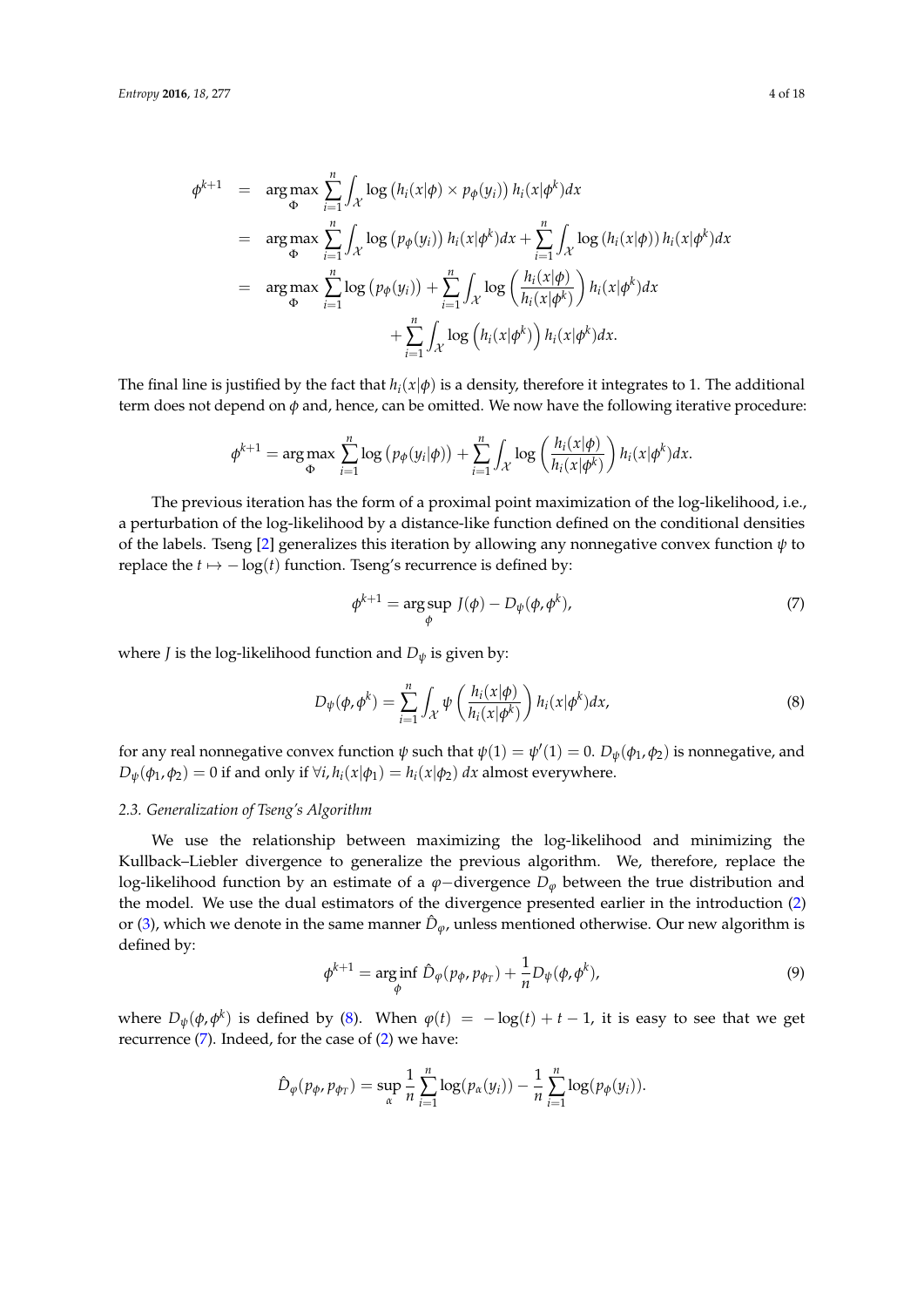$$
\begin{aligned}
\phi^{k+1} &= \arg\max_{\Phi} \sum_{i=1}^{n} \int_{\mathcal{X}} \log\left(h_i(x|\phi) \times p_\phi(y_i)\right) h_i(x|\phi^k) dx \\
&= \arg\max_{\Phi} \sum_{i=1}^{n} \int_{\mathcal{X}} \log\left(p_\phi(y_i)\right) h_i(x|\phi^k) dx + \sum_{i=1}^{n} \int_{\mathcal{X}} \log\left(h_i(x|\phi)\right) h_i(x|\phi^k) dx \\
&= \arg\max_{\Phi} \sum_{i=1}^{n} \log\left(p_\phi(y_i)\right) + \sum_{i=1}^{n} \int_{\mathcal{X}} \log\left(\frac{h_i(x|\phi)}{h_i(x|\phi^k)}\right) h_i(x|\phi^k) dx \\
&\qquad + \sum_{i=1}^{n} \int_{\mathcal{X}} \log\left(h_i(x|\phi^k)\right) h_i(x|\phi^k) dx.
\end{aligned}
$$

The final line is justified by the fact that $h_i(x|\phi)$ is a density, therefore it integrates to 1. The additional term does not depend on $\phi$ and, hence, can be omitted. We now have the following iterative procedure:

$$
\phi^{k+1} = \arg\max_{\Phi} \sum_{i=1}^{n} \log\left(p_\phi(y_i|\phi)\right) + \sum_{i=1}^{n} \int_{\mathcal{X}} \log\left(\frac{h_i(x|\phi)}{h_i(x|\phi^k)}\right) h_i(x|\phi^k) dx.
$$

The previous iteration has the form of a proximal point maximization of the log-likelihood, i.e., a perturbation of the log-likelihood by a distance-like function defined on the conditional densities of the labels. Tseng [2] generalizes this iteration by allowing any nonnegative convex function $\psi$ to replace the $t \mapsto -\log(t)$ function. Tseng's recurrence is defined by:

$$
\phi^{k+1} = \arg\sup_{\phi} J(\phi) - D_\psi(\phi, \phi^k), \tag{7}
$$

where $J$ is the log-likelihood function and $D_\psi$ is given by:

$$
D_\psi(\phi, \phi^k) = \sum_{i=1}^{n} \int_{\mathcal{X}} \psi\left(\frac{h_i(x|\phi)}{h_i(x|\phi^k)}\right) h_i(x|\phi^k) dx, \tag{8}
$$

for any real nonnegative convex function $\psi$ such that $\psi(1) = \psi'(1) = 0$. $D_\psi(\phi_1, \phi_2)$ is nonnegative, and $D_\psi(\phi_1, \phi_2) = 0$ if and only if $\forall i, h_i(x|\phi_1) = h_i(x|\phi_2)$ $dx$ almost everywhere.

### 2.3. Generalization of Tseng's Algorithm

We use the relationship between maximizing the log-likelihood and minimizing the Kullback–Liebler divergence to generalize the previous algorithm. We, therefore, replace the log-likelihood function by an estimate of a $\varphi-$divergence $D_\varphi$ between the true distribution and the model. We use the dual estimators of the divergence presented earlier in the introduction (2) or (3), which we denote in the same manner $\hat{D}_\varphi$, unless mentioned otherwise. Our new algorithm is defined by:

$$
\phi^{k+1} = \arg\inf_{\phi} \hat{D}_\varphi(p_\phi, p_{\phi_T}) + \frac{1}{n} D_\psi(\phi, \phi^k), \tag{9}
$$

where $D_\psi(\phi, \phi^k)$ is defined by (8). When $\varphi(t) = -\log(t) + t - 1$, it is easy to see that we get recurrence (7). Indeed, for the case of (2) we have:

$$
\hat{D}_\varphi(p_\phi, p_{\phi_T}) = \sup_{\alpha} \frac{1}{n} \sum_{i=1}^{n} \log(p_\alpha(y_i)) - \frac{1}{n} \sum_{i=1}^{n} \log(p_\phi(y_i)).
$$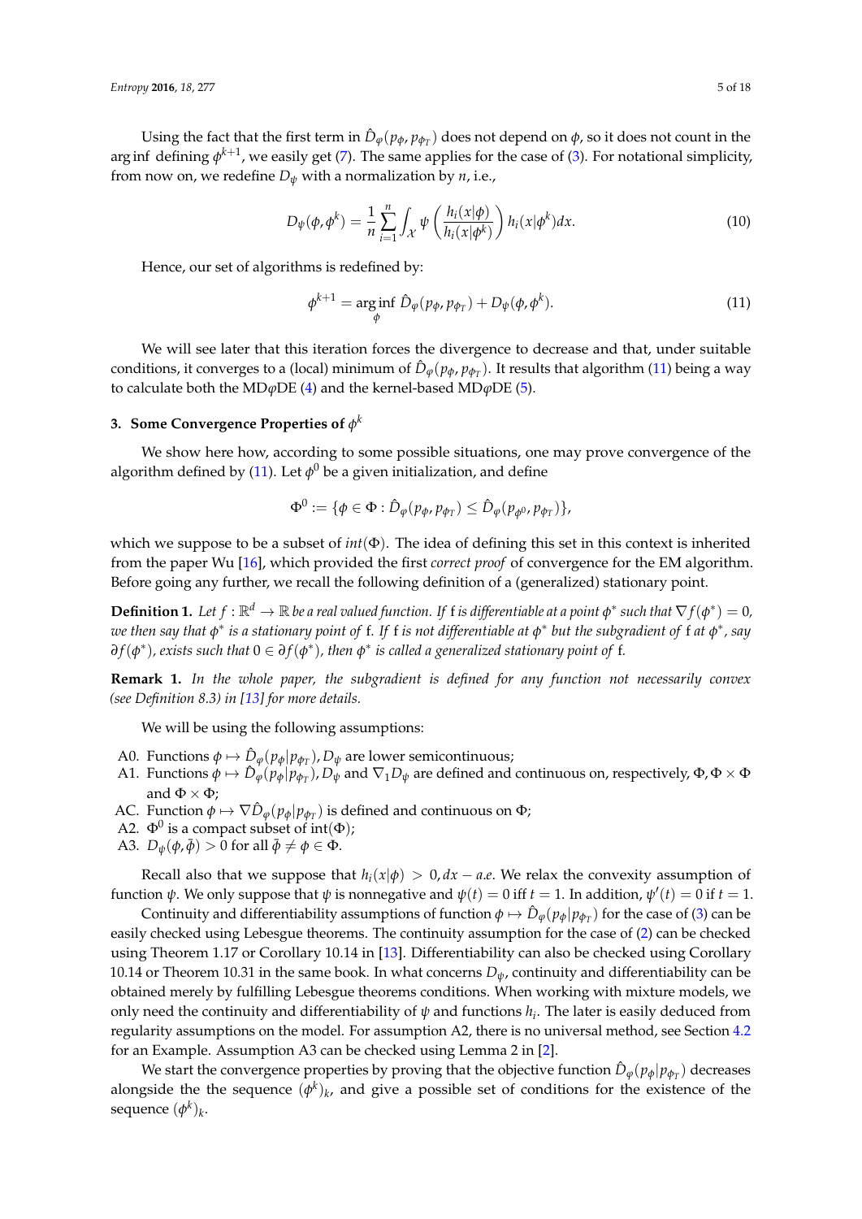Using the fact that the first term in $\hat{D}_\varphi(p_\phi, p_{\phi_T})$ does not depend on $\phi$, so it does not count in the arg inf defining $\phi^{k+1}$, we easily get (7). The same applies for the case of (3). For notational simplicity, from now on, we redefine $D_\psi$ with a normalization by $n$, i.e.,

$$D_\psi(\phi, \phi^k) = \frac{1}{n}\sum_{i=1}^{n}\int_{\mathcal{X}} \psi\left(\frac{h_i(x|\phi)}{h_i(x|\phi^k)}\right) h_i(x|\phi^k)dx. \tag{10}$$

Hence, our set of algorithms is redefined by:

$$\phi^{k+1} = \arg\inf_\phi \hat{D}_\varphi(p_\phi, p_{\phi_T}) + D_\psi(\phi, \phi^k). \tag{11}$$

We will see later that this iteration forces the divergence to decrease and that, under suitable conditions, it converges to a (local) minimum of $\hat{D}_\varphi(p_\phi, p_{\phi_T})$. It results that algorithm (11) being a way to calculate both the MD$\varphi$DE (4) and the kernel-based MD$\varphi$DE (5).

## 3. Some Convergence Properties of $\phi^k$

We show here how, according to some possible situations, one may prove convergence of the algorithm defined by (11). Let $\phi^0$ be a given initialization, and define

$$\Phi^0 := \{\phi \in \Phi : \hat{D}_\varphi(p_\phi, p_{\phi_T}) \leq \hat{D}_\varphi(p_{\phi^0}, p_{\phi_T})\},$$

which we suppose to be a subset of $int(\Phi)$. The idea of defining this set in this context is inherited from the paper Wu [16], which provided the first *correct proof* of convergence for the EM algorithm. Before going any further, we recall the following definition of a (generalized) stationary point.

**Definition 1.** *Let $f : \mathbb{R}^d \to \mathbb{R}$ be a real valued function. If f is differentiable at a point $\phi^*$ such that $\nabla f(\phi^*) = 0$, we then say that $\phi^*$ is a stationary point of f. If f is not differentiable at $\phi^*$ but the subgradient of f at $\phi^*$, say $\partial f(\phi^*)$, exists such that $0 \in \partial f(\phi^*)$, then $\phi^*$ is called a generalized stationary point of f.*

**Remark 1.** *In the whole paper, the subgradient is defined for any function not necessarily convex (see Definition 8.3) in [13] for more details.*

We will be using the following assumptions:

- A0. Functions $\phi \mapsto \hat{D}_\varphi(p_\phi|p_{\phi_T}), D_\psi$ are lower semicontinuous;
- A1. Functions $\phi \mapsto \hat{D}_\varphi(p_\phi|p_{\phi_T}), D_\psi$ and $\nabla_1 D_\psi$ are defined and continuous on, respectively, $\Phi, \Phi \times \Phi$ and $\Phi \times \Phi$;
- AC. Function $\phi \mapsto \nabla\hat{D}_\varphi(p_\phi|p_{\phi_T})$ is defined and continuous on $\Phi$;
- A2. $\Phi^0$ is a compact subset of int($\Phi$);
- A3. $D_\psi(\phi, \bar{\phi}) > 0$ for all $\bar{\phi} \neq \phi \in \Phi$.

Recall also that we suppose that $h_i(x|\phi) > 0, dx - a.e.$ We relax the convexity assumption of function $\psi$. We only suppose that $\psi$ is nonnegative and $\psi(t) = 0$ iff $t = 1$. In addition, $\psi'(t) = 0$ if $t = 1$.

Continuity and differentiability assumptions of function $\phi \mapsto \hat{D}_\varphi(p_\phi|p_{\phi_T})$ for the case of (3) can be easily checked using Lebesgue theorems. The continuity assumption for the case of (2) can be checked using Theorem 1.17 or Corollary 10.14 in [13]. Differentiability can also be checked using Corollary 10.14 or Theorem 10.31 in the same book. In what concerns $D_\psi$, continuity and differentiability can be obtained merely by fulfilling Lebesgue theorems conditions. When working with mixture models, we only need the continuity and differentiability of $\psi$ and functions $h_i$. The later is easily deduced from regularity assumptions on the model. For assumption A2, there is no universal method, see Section 4.2 for an Example. Assumption A3 can be checked using Lemma 2 in [2].

We start the convergence properties by proving that the objective function $\hat{D}_\varphi(p_\phi|p_{\phi_T})$ decreases alongside the the sequence $(\phi^k)_k$, and give a possible set of conditions for the existence of the sequence $(\phi^k)_k$.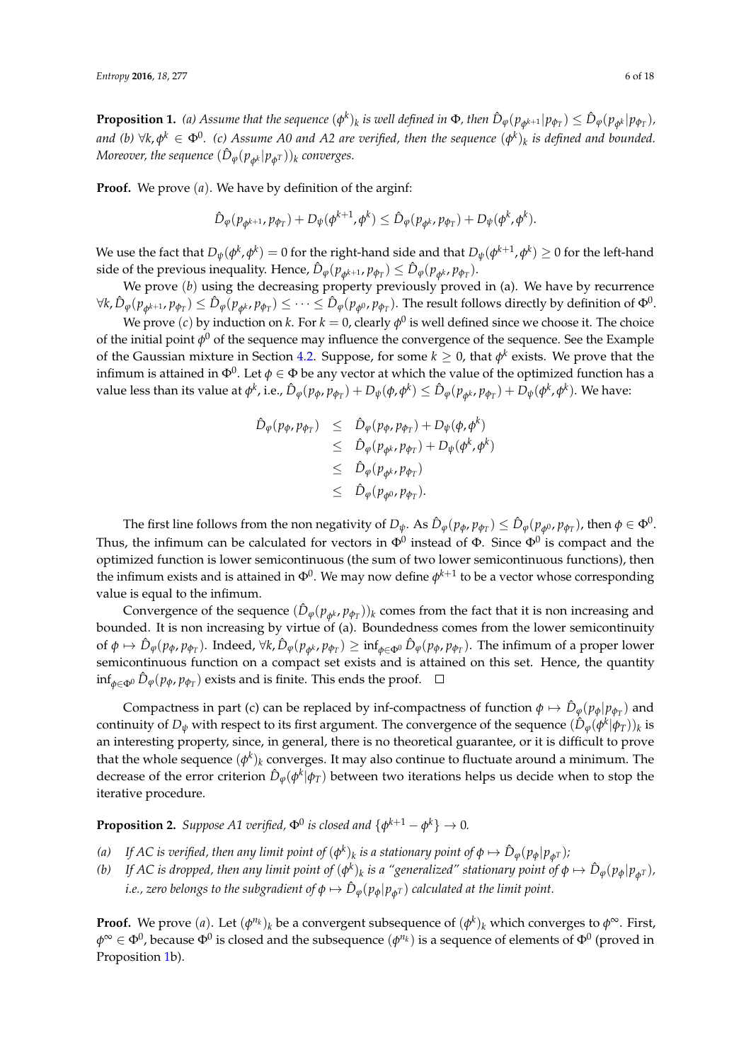**Proposition 1.** *(a) Assume that the sequence $(\phi^k)_k$ is well defined in $\Phi$, then $\hat{D}_\varphi(p_{\phi^{k+1}}|p_{\phi_T}) \leq \hat{D}_\varphi(p_{\phi^k}|p_{\phi_T})$, and (b) $\forall k, \phi^k \in \Phi^0$. (c) Assume A0 and A2 are verified, then the sequence $(\phi^k)_k$ is defined and bounded. Moreover, the sequence $(\hat{D}_\varphi(p_{\phi^k}|p_{\phi^T}))_k$ converges.*

**Proof.** We prove $(a)$. We have by definition of the arginf:

$$\hat{D}_\varphi(p_{\phi^{k+1}}, p_{\phi_T}) + D_\psi(\phi^{k+1}, \phi^k) \leq \hat{D}_\varphi(p_{\phi^k}, p_{\phi_T}) + D_\psi(\phi^k, \phi^k).$$

We use the fact that $D_\psi(\phi^k, \phi^k) = 0$ for the right-hand side and that $D_\psi(\phi^{k+1}, \phi^k) \geq 0$ for the left-hand side of the previous inequality. Hence, $\hat{D}_\varphi(p_{\phi^{k+1}}, p_{\phi_T}) \leq \hat{D}_\varphi(p_{\phi^k}, p_{\phi_T})$.

We prove $(b)$ using the decreasing property previously proved in (a). We have by recurrence $\forall k, \hat{D}_\varphi(p_{\phi^{k+1}}, p_{\phi_T}) \leq \hat{D}_\varphi(p_{\phi^k}, p_{\phi_T}) \leq \cdots \leq \hat{D}_\varphi(p_{\phi^0}, p_{\phi_T})$. The result follows directly by definition of $\Phi^0$.

We prove $(c)$ by induction on $k$. For $k = 0$, clearly $\phi^0$ is well defined since we choose it. The choice of the initial point $\phi^0$ of the sequence may influence the convergence of the sequence. See the Example of the Gaussian mixture in Section 4.2. Suppose, for some $k \geq 0$, that $\phi^k$ exists. We prove that the infimum is attained in $\Phi^0$. Let $\phi \in \Phi$ be any vector at which the value of the optimized function has a value less than its value at $\phi^k$, i.e., $\hat{D}_\varphi(p_\phi, p_{\phi_T}) + D_\psi(\phi, \phi^k) \leq \hat{D}_\varphi(p_{\phi^k}, p_{\phi_T}) + D_\psi(\phi^k, \phi^k)$. We have:

$$\begin{aligned}
\hat{D}_\varphi(p_\phi, p_{\phi_T}) &\leq \hat{D}_\varphi(p_\phi, p_{\phi_T}) + D_\psi(\phi, \phi^k) \\
&\leq \hat{D}_\varphi(p_{\phi^k}, p_{\phi_T}) + D_\psi(\phi^k, \phi^k) \\
&\leq \hat{D}_\varphi(p_{\phi^k}, p_{\phi_T}) \\
&\leq \hat{D}_\varphi(p_{\phi^0}, p_{\phi_T}).
\end{aligned}$$

The first line follows from the non negativity of $D_\psi$. As $\hat{D}_\varphi(p_\phi, p_{\phi_T}) \leq \hat{D}_\varphi(p_{\phi^0}, p_{\phi_T})$, then $\phi \in \Phi^0$. Thus, the infimum can be calculated for vectors in $\Phi^0$ instead of $\Phi$. Since $\Phi^0$ is compact and the optimized function is lower semicontinuous (the sum of two lower semicontinuous functions), then the infimum exists and is attained in $\Phi^0$. We may now define $\phi^{k+1}$ to be a vector whose corresponding value is equal to the infimum.

Convergence of the sequence $(\hat{D}_\varphi(p_{\phi^k}, p_{\phi_T}))_k$ comes from the fact that it is non increasing and bounded. It is non increasing by virtue of (a). Boundedness comes from the lower semicontinuity of $\phi \mapsto \hat{D}_\varphi(p_\phi, p_{\phi_T})$. Indeed, $\forall k, \hat{D}_\varphi(p_{\phi^k}, p_{\phi_T}) \geq \inf_{\phi \in \Phi^0} \hat{D}_\varphi(p_\phi, p_{\phi_T})$. The infimum of a proper lower semicontinuous function on a compact set exists and is attained on this set. Hence, the quantity $\inf_{\phi \in \Phi^0} \hat{D}_\varphi(p_\phi, p_{\phi_T})$ exists and is finite. This ends the proof. $\square$

Compactness in part (c) can be replaced by inf-compactness of function $\phi \mapsto \hat{D}_\varphi(p_\phi|p_{\phi_T})$ and continuity of $D_\psi$ with respect to its first argument. The convergence of the sequence $(\hat{D}_\varphi(\phi^k|\phi_T))_k$ is an interesting property, since, in general, there is no theoretical guarantee, or it is difficult to prove that the whole sequence $(\phi^k)_k$ converges. It may also continue to fluctuate around a minimum. The decrease of the error criterion $\hat{D}_\varphi(\phi^k|\phi_T)$ between two iterations helps us decide when to stop the iterative procedure.

**Proposition 2.** *Suppose A1 verified, $\Phi^0$ is closed and $\{\phi^{k+1} - \phi^k\} \to 0$.*

*(a) If AC is verified, then any limit point of $(\phi^k)_k$ is a stationary point of $\phi \mapsto \hat{D}_\varphi(p_\phi|p_{\phi^T})$;*

*(b) If AC is dropped, then any limit point of $(\phi^k)_k$ is a "generalized" stationary point of $\phi \mapsto \hat{D}_\varphi(p_\phi|p_{\phi^T})$, i.e., zero belongs to the subgradient of $\phi \mapsto \hat{D}_\varphi(p_\phi|p_{\phi^T})$ calculated at the limit point.*

**Proof.** We prove $(a)$. Let $(\phi^{n_k})_k$ be a convergent subsequence of $(\phi^k)_k$ which converges to $\phi^\infty$. First, $\phi^\infty \in \Phi^0$, because $\Phi^0$ is closed and the subsequence $(\phi^{n_k})$ is a sequence of elements of $\Phi^0$ (proved in Proposition 1b).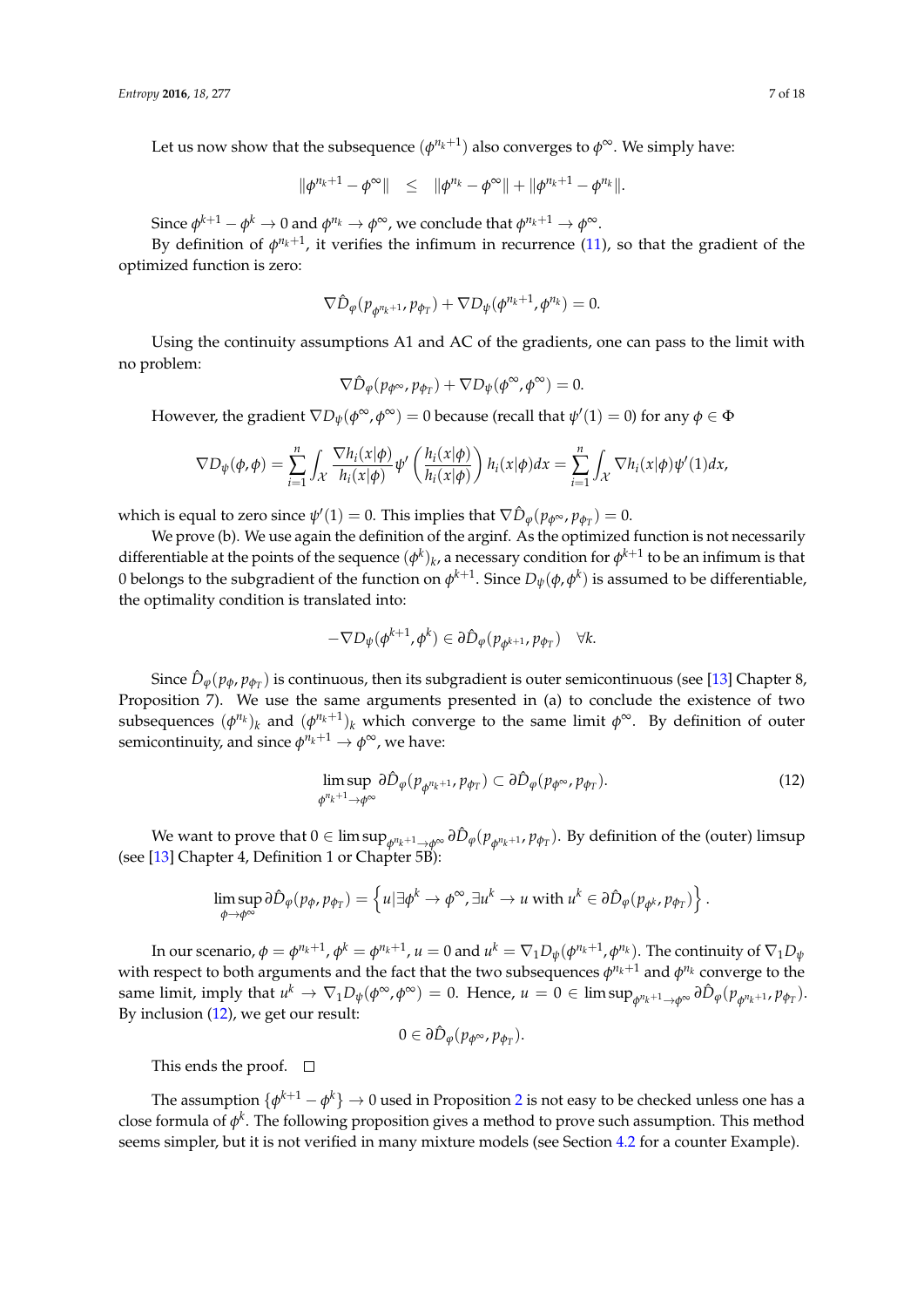Let us now show that the subsequence $(\phi^{n_k+1})$ also converges to $\phi^\infty$. We simply have:

$$\|\phi^{n_k+1} - \phi^\infty\| \quad \leq \quad \|\phi^{n_k} - \phi^\infty\| + \|\phi^{n_k+1} - \phi^{n_k}\|.$$

Since $\phi^{k+1} - \phi^k \to 0$ and $\phi^{n_k} \to \phi^\infty$, we conclude that $\phi^{n_k+1} \to \phi^\infty$.

By definition of $\phi^{n_k+1}$, it verifies the infimum in recurrence (11), so that the gradient of the optimized function is zero:

$$\nabla \hat{D}_\varphi(p_{\phi^{n_k+1}}, p_{\phi_T}) + \nabla D_\psi(\phi^{n_k+1}, \phi^{n_k}) = 0.$$

Using the continuity assumptions A1 and AC of the gradients, one can pass to the limit with no problem:

$$\nabla \hat{D}_\varphi(p_{\phi^\infty}, p_{\phi_T}) + \nabla D_\psi(\phi^\infty, \phi^\infty) = 0.$$

However, the gradient $\nabla D_\psi(\phi^\infty, \phi^\infty) = 0$ because (recall that $\psi'(1) = 0$) for any $\phi \in \Phi$

$$\nabla D_\psi(\phi, \phi) = \sum_{i=1}^n \int_{\mathcal{X}} \frac{\nabla h_i(x|\phi)}{h_i(x|\phi)} \psi'\left(\frac{h_i(x|\phi)}{h_i(x|\phi)}\right) h_i(x|\phi) dx = \sum_{i=1}^n \int_{\mathcal{X}} \nabla h_i(x|\phi) \psi'(1) dx,$$

which is equal to zero since $\psi'(1) = 0$. This implies that $\nabla \hat{D}_\varphi(p_{\phi^\infty}, p_{\phi_T}) = 0$.

We prove (b). We use again the definition of the arginf. As the optimized function is not necessarily differentiable at the points of the sequence $(\phi^k)_k$, a necessary condition for $\phi^{k+1}$ to be an infimum is that 0 belongs to the subgradient of the function on $\phi^{k+1}$. Since $D_\psi(\phi, \phi^k)$ is assumed to be differentiable, the optimality condition is translated into:

$$-\nabla D_\psi(\phi^{k+1}, \phi^k) \in \partial \hat{D}_\varphi(p_{\phi^{k+1}}, p_{\phi_T}) \quad \forall k.$$

Since $\hat{D}_\varphi(p_\phi, p_{\phi_T})$ is continuous, then its subgradient is outer semicontinuous (see [13] Chapter 8, Proposition 7). We use the same arguments presented in (a) to conclude the existence of two subsequences $(\phi^{n_k})_k$ and $(\phi^{n_k+1})_k$ which converge to the same limit $\phi^\infty$. By definition of outer semicontinuity, and since $\phi^{n_k+1} \to \phi^\infty$, we have:

$$\limsup_{\phi^{n_k+1} \to \phi^\infty} \partial \hat{D}_\varphi(p_{\phi^{n_k+1}}, p_{\phi_T}) \subset \partial \hat{D}_\varphi(p_{\phi^\infty}, p_{\phi_T}). \tag{12}$$

We want to prove that $0 \in \limsup_{\phi^{n_k+1} \to \phi^\infty} \partial \hat{D}_\varphi(p_{\phi^{n_k+1}}, p_{\phi_T})$. By definition of the (outer) limsup (see [13] Chapter 4, Definition 1 or Chapter 5B):

$$\limsup_{\phi \to \phi^\infty} \partial \hat{D}_\varphi(p_\phi, p_{\phi_T}) = \left\{ u | \exists \phi^k \to \phi^\infty, \exists u^k \to u \text{ with } u^k \in \partial \hat{D}_\varphi(p_{\phi^k}, p_{\phi_T}) \right\}.$$

In our scenario, $\phi = \phi^{n_k+1}$, $\phi^k = \phi^{n_k+1}$, $u = 0$ and $u^k = \nabla_1 D_\psi(\phi^{n_k+1}, \phi^{n_k})$. The continuity of $\nabla_1 D_\psi$ with respect to both arguments and the fact that the two subsequences $\phi^{n_k+1}$ and $\phi^{n_k}$ converge to the same limit, imply that $u^k \to \nabla_1 D_\psi(\phi^\infty, \phi^\infty) = 0$. Hence, $u = 0 \in \limsup_{\phi^{n_k+1} \to \phi^\infty} \partial \hat{D}_\varphi(p_{\phi^{n_k+1}}, p_{\phi_T})$. By inclusion (12), we get our result:

$$0 \in \partial \hat{D}_\varphi(p_{\phi^\infty}, p_{\phi_T}).$$

This ends the proof. □

The assumption $\{\phi^{k+1} - \phi^k\} \to 0$ used in Proposition 2 is not easy to be checked unless one has a close formula of $\phi^k$. The following proposition gives a method to prove such assumption. This method seems simpler, but it is not verified in many mixture models (see Section 4.2 for a counter Example).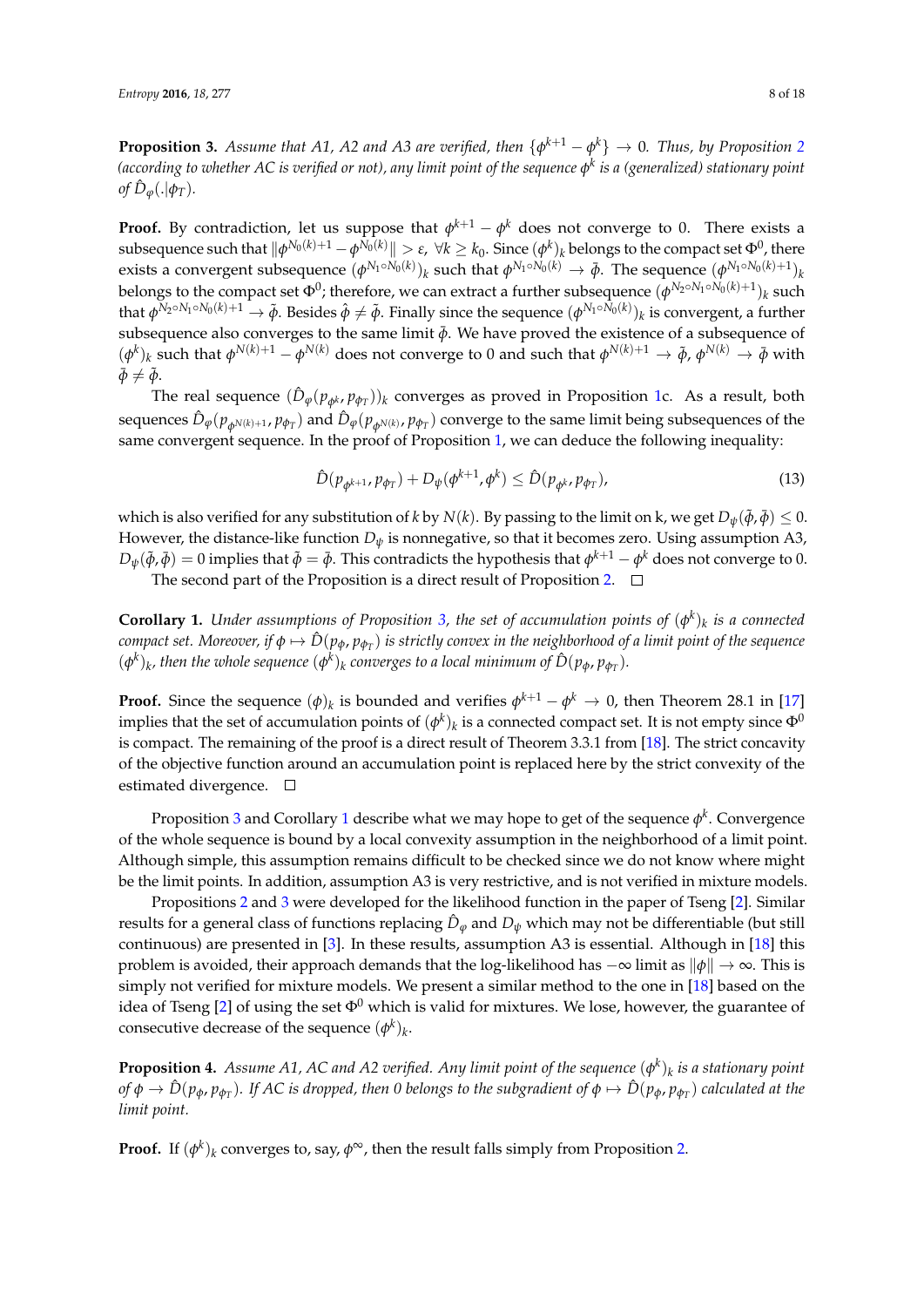**Proposition 3.** *Assume that A1, A2 and A3 are verified, then $\{\phi^{k+1} - \phi^k\} \to 0$. Thus, by Proposition 2 (according to whether AC is verified or not), any limit point of the sequence $\phi^k$ is a (generalized) stationary point of $\hat{D}_\varphi(.|\phi_T)$.*

**Proof.** By contradiction, let us suppose that $\phi^{k+1} - \phi^k$ does not converge to 0. There exists a subsequence such that $\|\phi^{N_0(k)+1} - \phi^{N_0(k)}\| > \varepsilon$, $\forall k \geq k_0$. Since $(\phi^k)_k$ belongs to the compact set $\Phi^0$, there exists a convergent subsequence $(\phi^{N_1 \circ N_0(k)})_k$ such that $\phi^{N_1 \circ N_0(k)} \to \bar{\phi}$. The sequence $(\phi^{N_1 \circ N_0(k)+1})_k$ belongs to the compact set $\Phi^0$; therefore, we can extract a further subsequence $(\phi^{N_2 \circ N_1 \circ N_0(k)+1})_k$ such that $\phi^{N_2 \circ N_1 \circ N_0(k)+1} \to \tilde{\phi}$. Besides $\hat{\phi} \neq \tilde{\phi}$. Finally since the sequence $(\phi^{N_1 \circ N_0(k)})_k$ is convergent, a further subsequence also converges to the same limit $\bar{\phi}$. We have proved the existence of a subsequence of $(\phi^k)_k$ such that $\phi^{N(k)+1} - \phi^{N(k)}$ does not converge to 0 and such that $\phi^{N(k)+1} \to \tilde{\phi}$, $\phi^{N(k)} \to \bar{\phi}$ with $\bar{\phi} \neq \tilde{\phi}$.

The real sequence $(\hat{D}_\varphi(p_{\phi^k}, p_{\phi_T}))_k$ converges as proved in Proposition 1c. As a result, both sequences $\hat{D}_\varphi(p_{\phi^{N(k)+1}}, p_{\phi_T})$ and $\hat{D}_\varphi(p_{\phi^{N(k)}}, p_{\phi_T})$ converge to the same limit being subsequences of the same convergent sequence. In the proof of Proposition 1, we can deduce the following inequality:

$$\hat{D}(p_{\phi^{k+1}}, p_{\phi_T}) + D_\psi(\phi^{k+1}, \phi^k) \leq \hat{D}(p_{\phi^k}, p_{\phi_T}), \tag{13}$$

which is also verified for any substitution of $k$ by $N(k)$. By passing to the limit on k, we get $D_\psi(\tilde{\phi}, \bar{\phi}) \leq 0$. However, the distance-like function $D_\psi$ is nonnegative, so that it becomes zero. Using assumption A3, $D_\psi(\tilde{\phi}, \bar{\phi}) = 0$ implies that $\tilde{\phi} = \bar{\phi}$. This contradicts the hypothesis that $\phi^{k+1} - \phi^k$ does not converge to 0.

The second part of the Proposition is a direct result of Proposition 2. □

**Corollary 1.** *Under assumptions of Proposition 3, the set of accumulation points of $(\phi^k)_k$ is a connected compact set. Moreover, if $\phi \mapsto \hat{D}(p_\phi, p_{\phi_T})$ is strictly convex in the neighborhood of a limit point of the sequence $(\phi^k)_k$, then the whole sequence $(\phi^k)_k$ converges to a local minimum of $\hat{D}(p_\phi, p_{\phi_T})$.*

**Proof.** Since the sequence $(\phi)_k$ is bounded and verifies $\phi^{k+1} - \phi^k \to 0$, then Theorem 28.1 in [17] implies that the set of accumulation points of $(\phi^k)_k$ is a connected compact set. It is not empty since $\Phi^0$ is compact. The remaining of the proof is a direct result of Theorem 3.3.1 from [18]. The strict concavity of the objective function around an accumulation point is replaced here by the strict convexity of the estimated divergence. □

Proposition 3 and Corollary 1 describe what we may hope to get of the sequence $\phi^k$. Convergence of the whole sequence is bound by a local convexity assumption in the neighborhood of a limit point. Although simple, this assumption remains difficult to be checked since we do not know where might be the limit points. In addition, assumption A3 is very restrictive, and is not verified in mixture models.

Propositions 2 and 3 were developed for the likelihood function in the paper of Tseng [2]. Similar results for a general class of functions replacing $\hat{D}_\varphi$ and $D_\psi$ which may not be differentiable (but still continuous) are presented in [3]. In these results, assumption A3 is essential. Although in [18] this problem is avoided, their approach demands that the log-likelihood has $-\infty$ limit as $\|\phi\| \to \infty$. This is simply not verified for mixture models. We present a similar method to the one in [18] based on the idea of Tseng [2] of using the set $\Phi^0$ which is valid for mixtures. We lose, however, the guarantee of consecutive decrease of the sequence $(\phi^k)_k$.

**Proposition 4.** *Assume A1, AC and A2 verified. Any limit point of the sequence $(\phi^k)_k$ is a stationary point of $\phi \to \hat{D}(p_\phi, p_{\phi_T})$. If AC is dropped, then 0 belongs to the subgradient of $\phi \mapsto \hat{D}(p_\phi, p_{\phi_T})$ calculated at the limit point.*

**Proof.** If $(\phi^k)_k$ converges to, say, $\phi^\infty$, then the result falls simply from Proposition 2.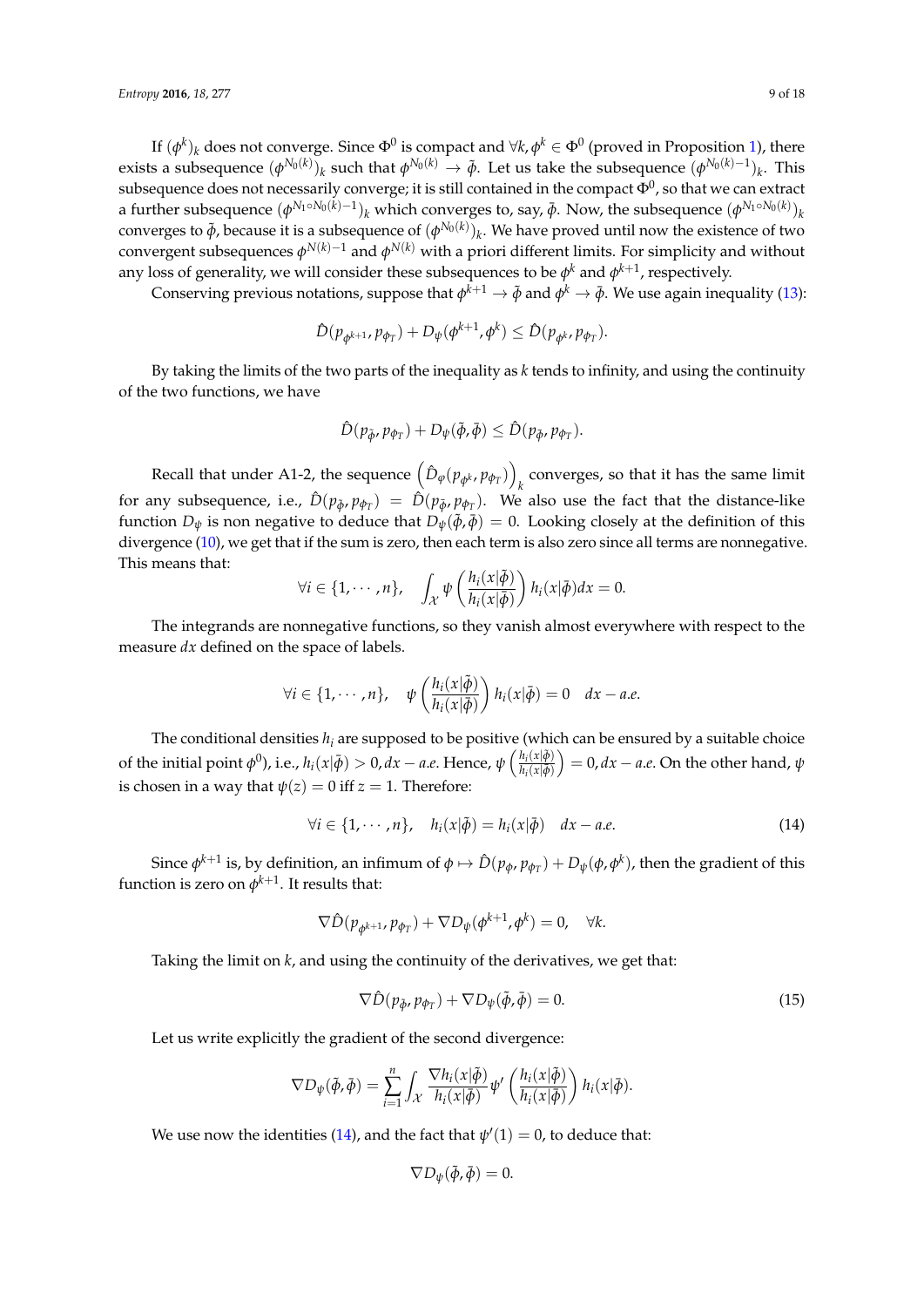If $(\phi^k)_k$ does not converge. Since $\Phi^0$ is compact and $\forall k, \phi^k \in \Phi^0$ (proved in Proposition 1), there exists a subsequence $(\phi^{N_0(k)})_k$ such that $\phi^{N_0(k)} \to \bar{\phi}$. Let us take the subsequence $(\phi^{N_0(k)-1})_k$. This subsequence does not necessarily converge; it is still contained in the compact $\Phi^0$, so that we can extract a further subsequence $(\phi^{N_1 \circ N_0(k)-1})_k$ which converges to, say, $\tilde{\phi}$. Now, the subsequence $(\phi^{N_1 \circ N_0(k)})_k$ converges to $\bar{\phi}$, because it is a subsequence of $(\phi^{N_0(k)})_k$. We have proved until now the existence of two convergent subsequences $\phi^{N(k)-1}$ and $\phi^{N(k)}$ with a priori different limits. For simplicity and without any loss of generality, we will consider these subsequences to be $\phi^k$ and $\phi^{k+1}$, respectively.

Conserving previous notations, suppose that $\phi^{k+1} \to \bar{\phi}$ and $\phi^k \to \tilde{\phi}$. We use again inequality (13):

$$\hat{D}(p_{\phi^{k+1}}, p_{\phi_T}) + D_\psi(\phi^{k+1}, \phi^k) \leq \hat{D}(p_{\phi^k}, p_{\phi_T}).$$

By taking the limits of the two parts of the inequality as $k$ tends to infinity, and using the continuity of the two functions, we have

$$\hat{D}(p_{\bar{\phi}}, p_{\phi_T}) + D_\psi(\bar{\phi}, \tilde{\phi}) \leq \hat{D}(p_{\tilde{\phi}}, p_{\phi_T}).$$

Recall that under A1-2, the sequence $\left(\hat{D}_\varphi(p_{\phi^k}, p_{\phi_T})\right)_k$ converges, so that it has the same limit for any subsequence, i.e., $\hat{D}(p_{\bar{\phi}}, p_{\phi_T}) = \hat{D}(p_{\tilde{\phi}}, p_{\phi_T})$. We also use the fact that the distance-like function $D_\psi$ is non negative to deduce that $D_\psi(\bar{\phi}, \tilde{\phi}) = 0$. Looking closely at the definition of this divergence (10), we get that if the sum is zero, then each term is also zero since all terms are nonnegative. This means that:

$$\forall i \in \{1, \cdots, n\}, \quad \int_{\mathcal{X}} \psi\left(\frac{h_i(x|\bar{\phi})}{h_i(x|\tilde{\phi})}\right) h_i(x|\tilde{\phi}) dx = 0.$$

The integrands are nonnegative functions, so they vanish almost everywhere with respect to the measure $dx$ defined on the space of labels.

$$\forall i \in \{1, \cdots, n\}, \quad \psi\left(\frac{h_i(x|\bar{\phi})}{h_i(x|\tilde{\phi})}\right) h_i(x|\tilde{\phi}) = 0 \quad dx - a.e.$$

The conditional densities $h_i$ are supposed to be positive (which can be ensured by a suitable choice of the initial point $\phi^0$), i.e., $h_i(x|\tilde{\phi}) > 0, dx - a.e.$ Hence, $\psi\left(\frac{h_i(x|\bar{\phi})}{h_i(x|\tilde{\phi})}\right) = 0, dx - a.e.$ On the other hand, $\psi$ is chosen in a way that $\psi(z) = 0$ iff $z = 1$. Therefore:

$$\forall i \in \{1, \cdots, n\}, \quad h_i(x|\bar{\phi}) = h_i(x|\tilde{\phi}) \quad dx - a.e. \tag{14}$$

Since $\phi^{k+1}$ is, by definition, an infimum of $\phi \mapsto \hat{D}(p_\phi, p_{\phi_T}) + D_\psi(\phi, \phi^k)$, then the gradient of this function is zero on $\phi^{k+1}$. It results that:

$$\nabla \hat{D}(p_{\phi^{k+1}}, p_{\phi_T}) + \nabla D_\psi(\phi^{k+1}, \phi^k) = 0, \quad \forall k.$$

Taking the limit on $k$, and using the continuity of the derivatives, we get that:

$$\nabla \hat{D}(p_{\bar{\phi}}, p_{\phi_T}) + \nabla D_\psi(\bar{\phi}, \tilde{\phi}) = 0. \tag{15}$$

Let us write explicitly the gradient of the second divergence:

$$\nabla D_\psi(\bar{\phi}, \tilde{\phi}) = \sum_{i=1}^{n} \int_{\mathcal{X}} \frac{\nabla h_i(x|\bar{\phi})}{h_i(x|\tilde{\phi})} \psi'\left(\frac{h_i(x|\bar{\phi})}{h_i(x|\tilde{\phi})}\right) h_i(x|\tilde{\phi}).$$

We use now the identities (14), and the fact that $\psi'(1) = 0$, to deduce that:

$$\nabla D_\psi(\bar{\phi}, \tilde{\phi}) = 0.$$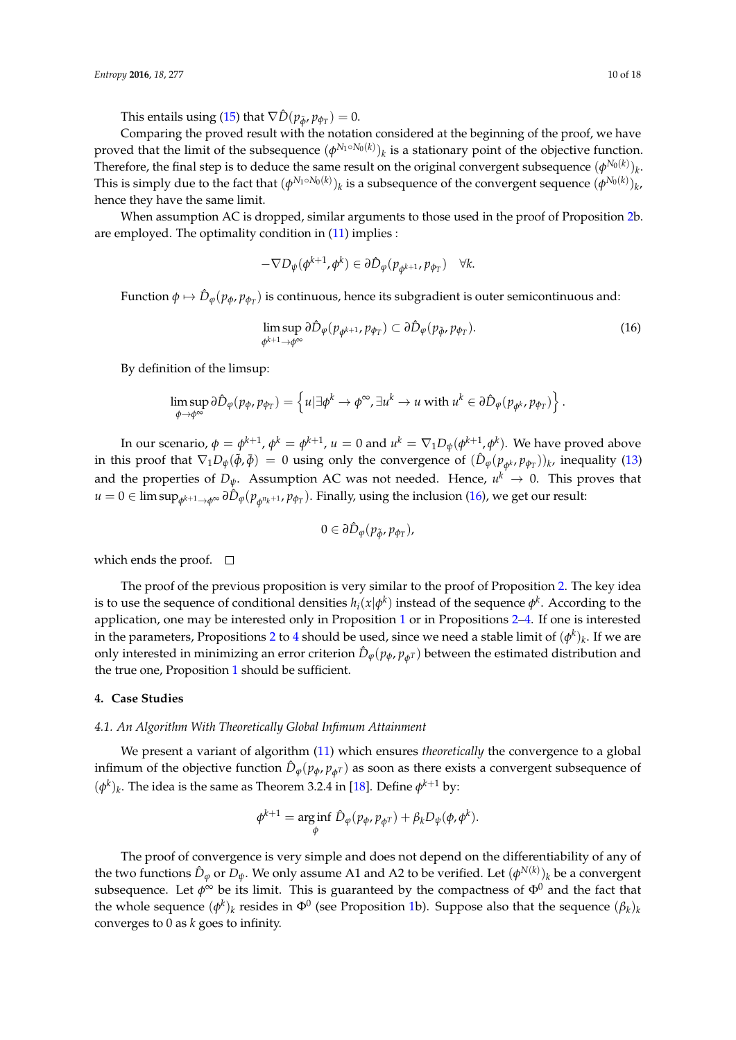This entails using (15) that $\nabla \hat{D}(p_{\tilde{\phi}}, p_{\phi_T}) = 0$.

Comparing the proved result with the notation considered at the beginning of the proof, we have proved that the limit of the subsequence $(\phi^{N_1 \circ N_0(k)})_k$ is a stationary point of the objective function. Therefore, the final step is to deduce the same result on the original convergent subsequence $(\phi^{N_0(k)})_k$. This is simply due to the fact that $(\phi^{N_1 \circ N_0(k)})_k$ is a subsequence of the convergent sequence $(\phi^{N_0(k)})_k$, hence they have the same limit.

When assumption AC is dropped, similar arguments to those used in the proof of Proposition 2b. are employed. The optimality condition in (11) implies :

$$-\nabla D_\psi(\phi^{k+1}, \phi^k) \in \partial \hat{D}_\varphi(p_{\phi^{k+1}}, p_{\phi_T}) \quad \forall k.$$

Function $\phi \mapsto \hat{D}_\varphi(p_\phi, p_{\phi_T})$ is continuous, hence its subgradient is outer semicontinuous and:

$$\limsup_{\phi^{k+1} \to \phi^\infty} \partial \hat{D}_\varphi(p_{\phi^{k+1}}, p_{\phi_T}) \subset \partial \hat{D}_\varphi(p_{\tilde{\phi}}, p_{\phi_T}). \tag{16}$$

By definition of the limsup:

$$\limsup_{\phi \to \phi^\infty} \partial \hat{D}_\varphi(p_\phi, p_{\phi_T}) = \left\{ u | \exists \phi^k \to \phi^\infty, \exists u^k \to u \text{ with } u^k \in \partial \hat{D}_\varphi(p_{\phi^k}, p_{\phi_T}) \right\}.$$

In our scenario, $\phi = \phi^{k+1}$, $\phi^k = \phi^{k+1}$, $u = 0$ and $u^k = \nabla_1 D_\psi(\phi^{k+1}, \phi^k)$. We have proved above in this proof that $\nabla_1 D_\psi(\tilde{\phi}, \bar{\phi}) = 0$ using only the convergence of $(\hat{D}_\varphi(p_{\phi^k}, p_{\phi_T}))_k$, inequality (13) and the properties of $D_\psi$. Assumption AC was not needed. Hence, $u^k \to 0$. This proves that $u = 0 \in \limsup_{\phi^{k+1} \to \phi^\infty} \partial \hat{D}_\varphi(p_{\phi^{n_k+1}}, p_{\phi_T})$. Finally, using the inclusion (16), we get our result:

$$0 \in \partial \hat{D}_\varphi(p_{\tilde{\phi}}, p_{\phi_T}),$$

which ends the proof. □

The proof of the previous proposition is very similar to the proof of Proposition 2. The key idea is to use the sequence of conditional densities $h_i(x|\phi^k)$ instead of the sequence $\phi^k$. According to the application, one may be interested only in Proposition 1 or in Propositions 2–4. If one is interested in the parameters, Propositions 2 to 4 should be used, since we need a stable limit of $(\phi^k)_k$. If we are only interested in minimizing an error criterion $\hat{D}_\varphi(p_\phi, p_{\phi^T})$ between the estimated distribution and the true one, Proposition 1 should be sufficient.

## 4. Case Studies

### 4.1. An Algorithm With Theoretically Global Infimum Attainment

We present a variant of algorithm (11) which ensures *theoretically* the convergence to a global infimum of the objective function $\hat{D}_\varphi(p_\phi, p_{\phi^T})$ as soon as there exists a convergent subsequence of $(\phi^k)_k$. The idea is the same as Theorem 3.2.4 in [18]. Define $\phi^{k+1}$ by:

$$\phi^{k+1} = \arg\inf_\phi \hat{D}_\varphi(p_\phi, p_{\phi^T}) + \beta_k D_\psi(\phi, \phi^k).$$

The proof of convergence is very simple and does not depend on the differentiability of any of the two functions $\hat{D}_\varphi$ or $D_\psi$. We only assume A1 and A2 to be verified. Let $(\phi^{N(k)})_k$ be a convergent subsequence. Let $\phi^\infty$ be its limit. This is guaranteed by the compactness of $\Phi^0$ and the fact that the whole sequence $(\phi^k)_k$ resides in $\Phi^0$ (see Proposition 1b). Suppose also that the sequence $(\beta_k)_k$ converges to 0 as $k$ goes to infinity.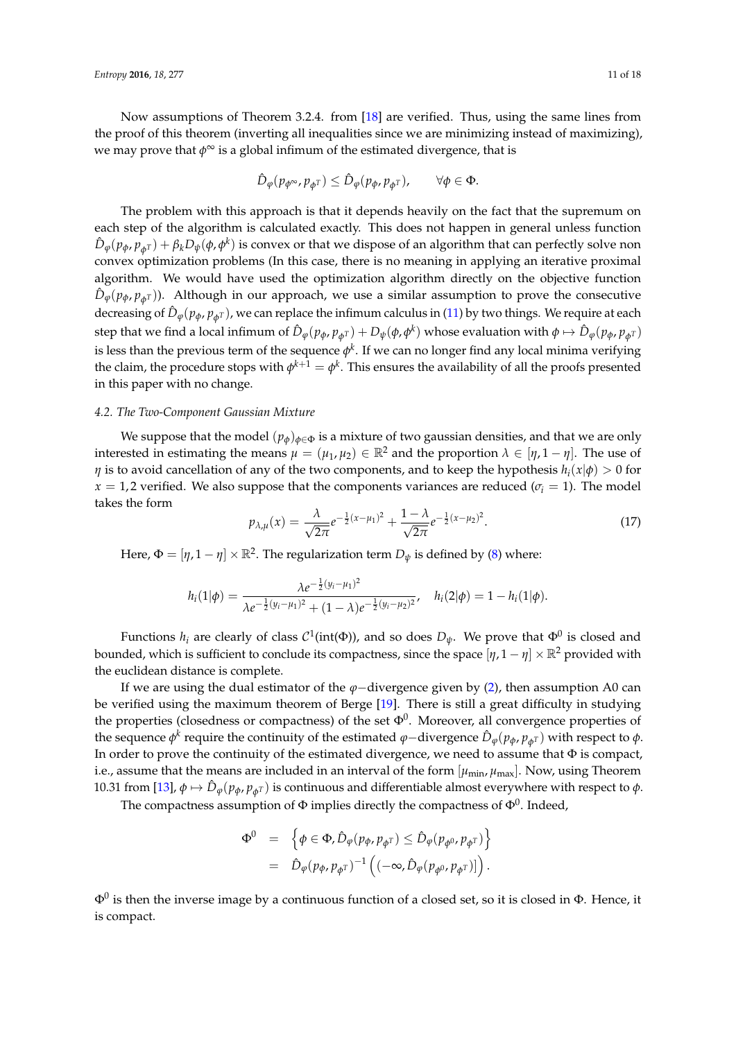Now assumptions of Theorem 3.2.4. from [18] are verified. Thus, using the same lines from the proof of this theorem (inverting all inequalities since we are minimizing instead of maximizing), we may prove that $\phi^\infty$ is a global infimum of the estimated divergence, that is

$$\hat{D}_\varphi(p_{\phi^\infty}, p_{\phi^T}) \leq \hat{D}_\varphi(p_\phi, p_{\phi^T}), \qquad \forall \phi \in \Phi.$$

The problem with this approach is that it depends heavily on the fact that the supremum on each step of the algorithm is calculated exactly. This does not happen in general unless function $\hat{D}_\varphi(p_\phi, p_{\phi^T}) + \beta_k D_\psi(\phi, \phi^k)$ is convex or that we dispose of an algorithm that can perfectly solve non convex optimization problems (In this case, there is no meaning in applying an iterative proximal algorithm. We would have used the optimization algorithm directly on the objective function $\hat{D}_\varphi(p_\phi, p_{\phi^T})$). Although in our approach, we use a similar assumption to prove the consecutive decreasing of $\hat{D}_\varphi(p_\phi, p_{\phi^T})$, we can replace the infimum calculus in (11) by two things. We require at each step that we find a local infimum of $\hat{D}_\varphi(p_\phi, p_{\phi^T}) + D_\psi(\phi, \phi^k)$ whose evaluation with $\phi \mapsto \hat{D}_\varphi(p_\phi, p_{\phi^T})$ is less than the previous term of the sequence $\phi^k$. If we can no longer find any local minima verifying the claim, the procedure stops with $\phi^{k+1} = \phi^k$. This ensures the availability of all the proofs presented in this paper with no change.

### 4.2. The Two-Component Gaussian Mixture

We suppose that the model $(p_\phi)_{\phi \in \Phi}$ is a mixture of two gaussian densities, and that we are only interested in estimating the means $\mu = (\mu_1, \mu_2) \in \mathbb{R}^2$ and the proportion $\lambda \in [\eta, 1-\eta]$. The use of $\eta$ is to avoid cancellation of any of the two components, and to keep the hypothesis $h_i(x|\phi) > 0$ for $x = 1, 2$ verified. We also suppose that the components variances are reduced ($\sigma_i = 1$). The model takes the form

$$p_{\lambda,\mu}(x) = \frac{\lambda}{\sqrt{2\pi}} e^{-\frac{1}{2}(x-\mu_1)^2} + \frac{1-\lambda}{\sqrt{2\pi}} e^{-\frac{1}{2}(x-\mu_2)^2}. \tag{17}$$

Here, $\Phi = [\eta, 1-\eta] \times \mathbb{R}^2$. The regularization term $D_\psi$ is defined by (8) where:

$$h_i(1|\phi) = \frac{\lambda e^{-\frac{1}{2}(y_i-\mu_1)^2}}{\lambda e^{-\frac{1}{2}(y_i-\mu_1)^2} + (1-\lambda) e^{-\frac{1}{2}(y_i-\mu_2)^2}}, \quad h_i(2|\phi) = 1 - h_i(1|\phi).$$

Functions $h_i$ are clearly of class $\mathcal{C}^1(\text{int}(\Phi))$, and so does $D_\psi$. We prove that $\Phi^0$ is closed and bounded, which is sufficient to conclude its compactness, since the space $[\eta, 1-\eta] \times \mathbb{R}^2$ provided with the euclidean distance is complete.

If we are using the dual estimator of the $\varphi-$divergence given by (2), then assumption A0 can be verified using the maximum theorem of Berge [19]. There is still a great difficulty in studying the properties (closedness or compactness) of the set $\Phi^0$. Moreover, all convergence properties of the sequence $\phi^k$ require the continuity of the estimated $\varphi-$divergence $\hat{D}_\varphi(p_\phi, p_{\phi^T})$ with respect to $\phi$. In order to prove the continuity of the estimated divergence, we need to assume that $\Phi$ is compact, i.e., assume that the means are included in an interval of the form $[\mu_{\min}, \mu_{\max}]$. Now, using Theorem 10.31 from [13], $\phi \mapsto \hat{D}_\varphi(p_\phi, p_{\phi^T})$ is continuous and differentiable almost everywhere with respect to $\phi$.

The compactness assumption of $\Phi$ implies directly the compactness of $\Phi^0$. Indeed,

$$\begin{aligned}
\Phi^0 &= \left\{ \phi \in \Phi, \hat{D}_\varphi(p_\phi, p_{\phi^T}) \leq \hat{D}_\varphi(p_{\phi^0}, p_{\phi^T}) \right\} \\
&= \hat{D}_\varphi(p_\phi, p_{\phi^T})^{-1} \left( (-\infty, \hat{D}_\varphi(p_{\phi^0}, p_{\phi^T})] \right).
\end{aligned}$$

$\Phi^0$ is then the inverse image by a continuous function of a closed set, so it is closed in $\Phi$. Hence, it is compact.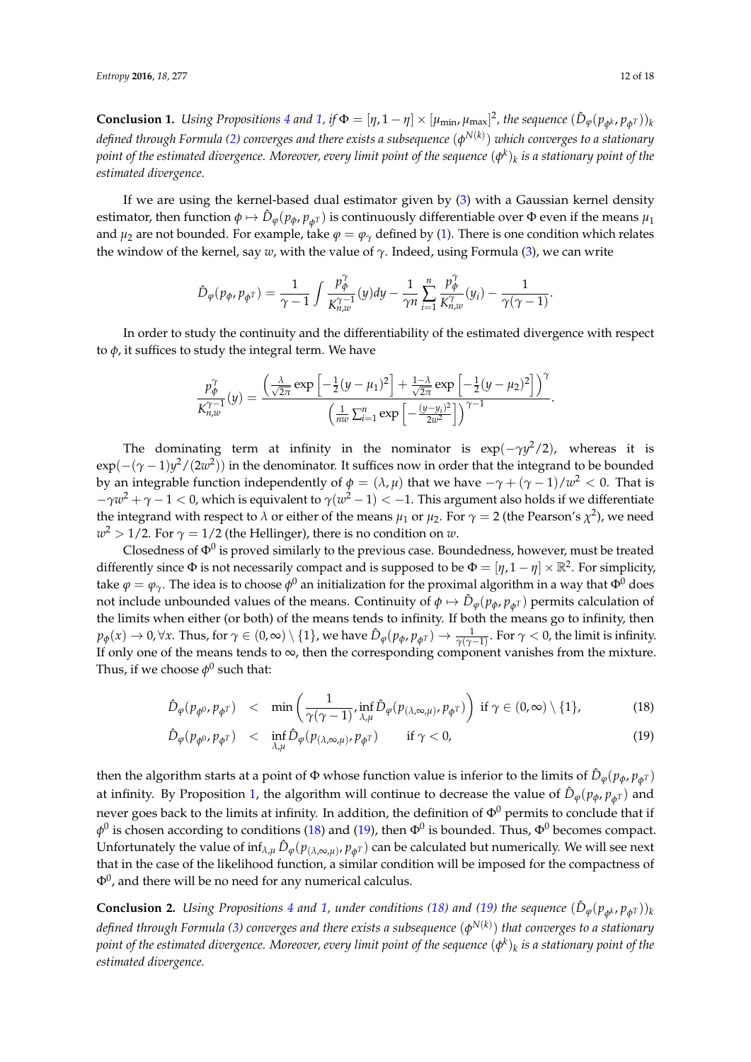**Conclusion 1.** *Using Propositions 4 and 1, if $\Phi = [\eta, 1-\eta] \times [\mu_{\min}, \mu_{\max}]^2$, the sequence $(\hat{D}_\varphi(p_{\phi^k}, p_{\phi^T}))_k$ defined through Formula (2) converges and there exists a subsequence $(\phi^{N(k)})$ which converges to a stationary point of the estimated divergence. Moreover, every limit point of the sequence $(\phi^k)_k$ is a stationary point of the estimated divergence.*

If we are using the kernel-based dual estimator given by (3) with a Gaussian kernel density estimator, then function $\phi \mapsto \hat{D}_\varphi(p_\phi, p_{\phi^T})$ is continuously differentiable over $\Phi$ even if the means $\mu_1$ and $\mu_2$ are not bounded. For example, take $\varphi = \varphi_\gamma$ defined by (1). There is one condition which relates the window of the kernel, say $w$, with the value of $\gamma$. Indeed, using Formula (3), we can write

$$\hat{D}_\varphi(p_\phi, p_{\phi^T}) = \frac{1}{\gamma-1}\int \frac{p_\phi^\gamma}{K_{n,w}^{\gamma-1}}(y)dy - \frac{1}{\gamma n}\sum_{i=1}^n \frac{p_\phi^\gamma}{K_{n,w}^\gamma}(y_i) - \frac{1}{\gamma(\gamma-1)}.$$

In order to study the continuity and the differentiability of the estimated divergence with respect to $\phi$, it suffices to study the integral term. We have

$$\frac{p_\phi^\gamma}{K_{n,w}^{\gamma-1}}(y) = \frac{\left(\frac{\lambda}{\sqrt{2\pi}}\exp\left[-\frac{1}{2}(y-\mu_1)^2\right] + \frac{1-\lambda}{\sqrt{2\pi}}\exp\left[-\frac{1}{2}(y-\mu_2)^2\right]\right)^\gamma}{\left(\frac{1}{nw}\sum_{i=1}^n \exp\left[-\frac{(y-y_i)^2}{2w^2}\right]\right)^{\gamma-1}}.$$

The dominating term at infinity in the nominator is $\exp(-\gamma y^2/2)$, whereas it is $\exp(-(\gamma-1)y^2/(2w^2))$ in the denominator. It suffices now in order that the integrand to be bounded by an integrable function independently of $\phi = (\lambda, \mu)$ that we have $-\gamma + (\gamma-1)/w^2 < 0$. That is $-\gamma w^2 + \gamma - 1 < 0$, which is equivalent to $\gamma(w^2-1) < -1$. This argument also holds if we differentiate the integrand with respect to $\lambda$ or either of the means $\mu_1$ or $\mu_2$. For $\gamma = 2$ (the Pearson's $\chi^2$), we need $w^2 > 1/2$. For $\gamma = 1/2$ (the Hellinger), there is no condition on $w$.

Closedness of $\Phi^0$ is proved similarly to the previous case. Boundedness, however, must be treated differently since $\Phi$ is not necessarily compact and is supposed to be $\Phi = [\eta, 1-\eta] \times \mathbb{R}^2$. For simplicity, take $\varphi = \varphi_\gamma$. The idea is to choose $\phi^0$ an initialization for the proximal algorithm in a way that $\Phi^0$ does not include unbounded values of the means. Continuity of $\phi \mapsto \hat{D}_\varphi(p_\phi, p_{\phi^T})$ permits calculation of the limits when either (or both) of the means tends to infinity. If both the means go to infinity, then $p_\phi(x) \to 0, \forall x$. Thus, for $\gamma \in (0,\infty)\setminus\{1\}$, we have $\hat{D}_\varphi(p_\phi, p_{\phi^T}) \to \frac{1}{\gamma(\gamma-1)}$. For $\gamma < 0$, the limit is infinity. If only one of the means tends to $\infty$, then the corresponding component vanishes from the mixture. Thus, if we choose $\phi^0$ such that:

$$\hat{D}_\varphi(p_{\phi^0}, p_{\phi^T}) \;<\; \min\left(\frac{1}{\gamma(\gamma-1)}, \inf_{\lambda,\mu}\hat{D}_\varphi(p_{(\lambda,\infty,\mu)}, p_{\phi^T})\right) \;\text{ if } \gamma \in (0,\infty)\setminus\{1\}, \tag{18}$$

$$\hat{D}_\varphi(p_{\phi^0}, p_{\phi^T}) \;<\; \inf_{\lambda,\mu}\hat{D}_\varphi(p_{(\lambda,\infty,\mu)}, p_{\phi^T}) \qquad \text{if } \gamma < 0, \tag{19}$$

then the algorithm starts at a point of $\Phi$ whose function value is inferior to the limits of $\hat{D}_\varphi(p_\phi, p_{\phi^T})$ at infinity. By Proposition 1, the algorithm will continue to decrease the value of $\hat{D}_\varphi(p_\phi, p_{\phi^T})$ and never goes back to the limits at infinity. In addition, the definition of $\Phi^0$ permits to conclude that if $\phi^0$ is chosen according to conditions (18) and (19), then $\Phi^0$ is bounded. Thus, $\Phi^0$ becomes compact. Unfortunately the value of $\inf_{\lambda,\mu}\hat{D}_\varphi(p_{(\lambda,\infty,\mu)}, p_{\phi^T})$ can be calculated but numerically. We will see next that in the case of the likelihood function, a similar condition will be imposed for the compactness of $\Phi^0$, and there will be no need for any numerical calculus.

**Conclusion 2.** *Using Propositions 4 and 1, under conditions (18) and (19) the sequence $(\hat{D}_\varphi(p_{\phi^k}, p_{\phi^T}))_k$ defined through Formula (3) converges and there exists a subsequence $(\phi^{N(k)})$ that converges to a stationary point of the estimated divergence. Moreover, every limit point of the sequence $(\phi^k)_k$ is a stationary point of the estimated divergence.*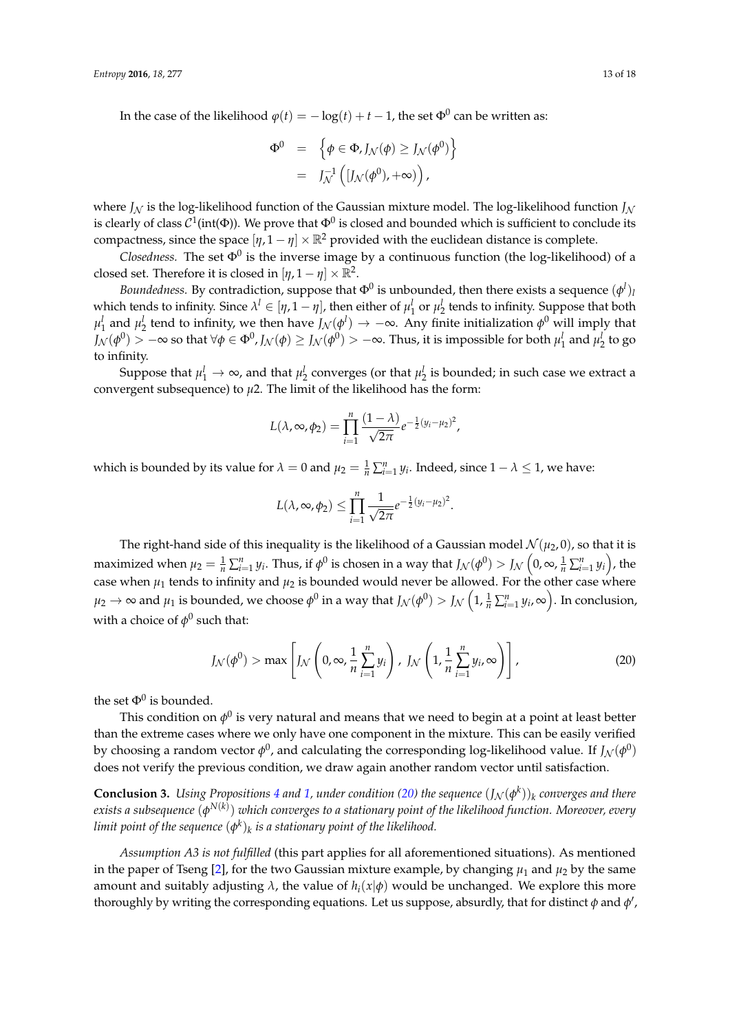In the case of the likelihood $\varphi(t) = -\log(t) + t - 1$, the set $\Phi^0$ can be written as:

$$
\begin{aligned}
\Phi^0 &= \left\{\phi \in \Phi, J_{\mathcal{N}}(\phi) \geq J_{\mathcal{N}}(\phi^0)\right\} \\
&= J_{\mathcal{N}}^{-1}\left([J_{\mathcal{N}}(\phi^0), +\infty)\right),
\end{aligned}
$$

where $J_{\mathcal{N}}$ is the log-likelihood function of the Gaussian mixture model. The log-likelihood function $J_{\mathcal{N}}$ is clearly of class $\mathcal{C}^1(\text{int}(\Phi))$. We prove that $\Phi^0$ is closed and bounded which is sufficient to conclude its compactness, since the space $[\eta, 1-\eta] \times \mathbb{R}^2$ provided with the euclidean distance is complete.

*Closedness.* The set $\Phi^0$ is the inverse image by a continuous function (the log-likelihood) of a closed set. Therefore it is closed in $[\eta, 1-\eta] \times \mathbb{R}^2$.

*Boundedness.* By contradiction, suppose that $\Phi^0$ is unbounded, then there exists a sequence $(\phi^l)_l$ which tends to infinity. Since $\lambda^l \in [\eta, 1-\eta]$, then either of $\mu_1^l$ or $\mu_2^l$ tends to infinity. Suppose that both $\mu_1^l$ and $\mu_2^l$ tend to infinity, we then have $J_{\mathcal{N}}(\phi^l) \to -\infty$. Any finite initialization $\phi^0$ will imply that $J_{\mathcal{N}}(\phi^0) > -\infty$ so that $\forall \phi \in \Phi^0, J_{\mathcal{N}}(\phi) \geq J_{\mathcal{N}}(\phi^0) > -\infty$. Thus, it is impossible for both $\mu_1^l$ and $\mu_2^l$ to go to infinity.

Suppose that $\mu_1^l \to \infty$, and that $\mu_2^l$ converges (or that $\mu_2^l$ is bounded; in such case we extract a convergent subsequence) to $\mu 2$. The limit of the likelihood has the form:

$$
L(\lambda, \infty, \phi_2) = \prod_{i=1}^n \frac{(1-\lambda)}{\sqrt{2\pi}} e^{-\frac{1}{2}(y_i - \mu_2)^2},
$$

which is bounded by its value for $\lambda = 0$ and $\mu_2 = \frac{1}{n}\sum_{i=1}^n y_i$. Indeed, since $1 - \lambda \leq 1$, we have:

$$
L(\lambda, \infty, \phi_2) \leq \prod_{i=1}^n \frac{1}{\sqrt{2\pi}} e^{-\frac{1}{2}(y_i - \mu_2)^2}.
$$

The right-hand side of this inequality is the likelihood of a Gaussian model $\mathcal{N}(\mu_2, 0)$, so that it is maximized when $\mu_2 = \frac{1}{n}\sum_{i=1}^n y_i$. Thus, if $\phi^0$ is chosen in a way that $J_{\mathcal{N}}(\phi^0) > J_{\mathcal{N}}\left(0, \infty, \frac{1}{n}\sum_{i=1}^n y_i\right)$, the case when $\mu_1$ tends to infinity and $\mu_2$ is bounded would never be allowed. For the other case where $\mu_2 \to \infty$ and $\mu_1$ is bounded, we choose $\phi^0$ in a way that $J_{\mathcal{N}}(\phi^0) > J_{\mathcal{N}}\left(1, \frac{1}{n}\sum_{i=1}^n y_i, \infty\right)$. In conclusion, with a choice of $\phi^0$ such that:

$$
J_{\mathcal{N}}(\phi^0) > \max\left[J_{\mathcal{N}}\left(0, \infty, \frac{1}{n}\sum_{i=1}^n y_i\right), J_{\mathcal{N}}\left(1, \frac{1}{n}\sum_{i=1}^n y_i, \infty\right)\right], \tag{20}
$$

the set $\Phi^0$ is bounded.

This condition on $\phi^0$ is very natural and means that we need to begin at a point at least better than the extreme cases where we only have one component in the mixture. This can be easily verified by choosing a random vector $\phi^0$, and calculating the corresponding log-likelihood value. If $J_{\mathcal{N}}(\phi^0)$ does not verify the previous condition, we draw again another random vector until satisfaction.

**Conclusion 3.** *Using Propositions 4 and 1, under condition (20) the sequence $(J_{\mathcal{N}}(\phi^k))_k$ converges and there exists a subsequence $(\phi^{N(k)})$ which converges to a stationary point of the likelihood function. Moreover, every limit point of the sequence $(\phi^k)_k$ is a stationary point of the likelihood.*

*Assumption A3 is not fulfilled* (this part applies for all aforementioned situations). As mentioned in the paper of Tseng [2], for the two Gaussian mixture example, by changing $\mu_1$ and $\mu_2$ by the same amount and suitably adjusting $\lambda$, the value of $h_i(x|\phi)$ would be unchanged. We explore this more thoroughly by writing the corresponding equations. Let us suppose, absurdly, that for distinct $\phi$ and $\phi'$,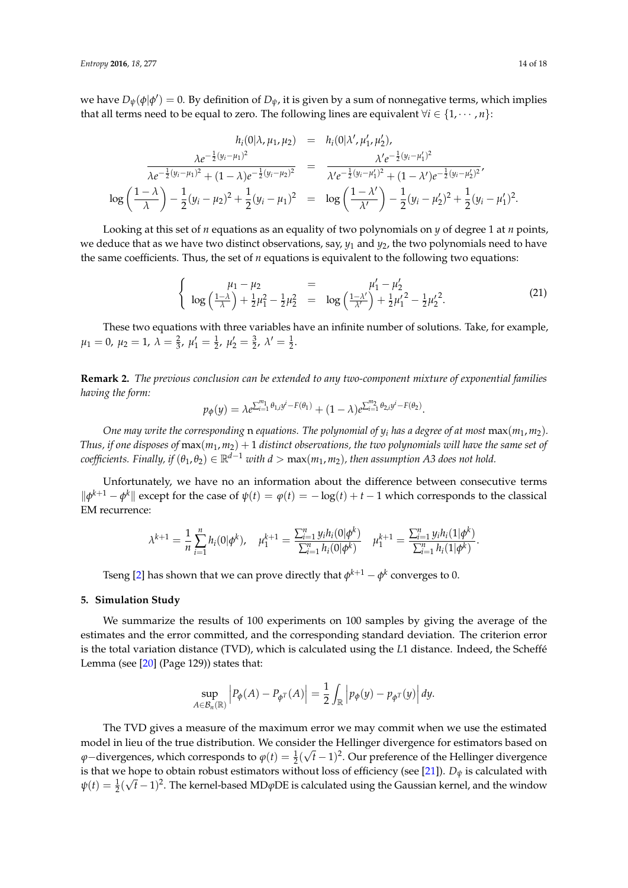we have $D_\psi(\phi|\phi') = 0$. By definition of $D_\psi$, it is given by a sum of nonnegative terms, which implies that all terms need to be equal to zero. The following lines are equivalent $\forall i \in \{1, \cdots, n\}$:

$$
\begin{aligned}
h_i(0|\lambda, \mu_1, \mu_2) &= h_i(0|\lambda', \mu_1', \mu_2'), \\
\frac{\lambda e^{-\frac{1}{2}(y_i-\mu_1)^2}}{\lambda e^{-\frac{1}{2}(y_i-\mu_1)^2} + (1-\lambda)e^{-\frac{1}{2}(y_i-\mu_2)^2}} &= \frac{\lambda' e^{-\frac{1}{2}(y_i-\mu_1')^2}}{\lambda' e^{-\frac{1}{2}(y_i-\mu_1')^2} + (1-\lambda')e^{-\frac{1}{2}(y_i-\mu_2')^2}}, \\
\log\left(\frac{1-\lambda}{\lambda}\right) - \frac{1}{2}(y_i-\mu_2)^2 + \frac{1}{2}(y_i-\mu_1)^2 &= \log\left(\frac{1-\lambda'}{\lambda'}\right) - \frac{1}{2}(y_i-\mu_2')^2 + \frac{1}{2}(y_i-\mu_1')^2.
\end{aligned}
$$

Looking at this set of $n$ equations as an equality of two polynomials on $y$ of degree 1 at $n$ points, we deduce that as we have two distinct observations, say, $y_1$ and $y_2$, the two polynomials need to have the same coefficients. Thus, the set of $n$ equations is equivalent to the following two equations:

$$
\left\{
\begin{array}{rcl}
\mu_1 - \mu_2 &=& \mu_1' - \mu_2' \\
\log\left(\frac{1-\lambda}{\lambda}\right) + \frac{1}{2}\mu_1^2 - \frac{1}{2}\mu_2^2 &=& \log\left(\frac{1-\lambda'}{\lambda'}\right) + \frac{1}{2}{\mu_1'}^2 - \frac{1}{2}{\mu_2'}^2.
\end{array}
\right. \tag{21}
$$

These two equations with three variables have an infinite number of solutions. Take, for example, $\mu_1 = 0$, $\mu_2 = 1$, $\lambda = \frac{2}{3}$, $\mu_1' = \frac{1}{2}$, $\mu_2' = \frac{3}{2}$, $\lambda' = \frac{1}{2}$.

**Remark 2.** *The previous conclusion can be extended to any two-component mixture of exponential families having the form:*

$$
p_\phi(y) = \lambda e^{\sum_{i=1}^{m_1} \theta_{1,i} y^i - F(\theta_1)} + (1-\lambda) e^{\sum_{i=1}^{m_2} \theta_{2,i} y^i - F(\theta_2)}.
$$

*One may write the corresponding* n *equations. The polynomial of $y_i$ has a degree of at most $\max(m_1, m_2)$. Thus, if one disposes of $\max(m_1, m_2) + 1$ distinct observations, the two polynomials will have the same set of coefficients. Finally, if $(\theta_1, \theta_2) \in \mathbb{R}^{d-1}$ with $d > \max(m_1, m_2)$, then assumption A3 does not hold.*

Unfortunately, we have no an information about the difference between consecutive terms $\|\phi^{k+1} - \phi^k\|$ except for the case of $\psi(t) = \varphi(t) = -\log(t) + t - 1$ which corresponds to the classical EM recurrence:

$$
\lambda^{k+1} = \frac{1}{n}\sum_{i=1}^n h_i(0|\phi^k), \quad \mu_1^{k+1} = \frac{\sum_{i=1}^n y_i h_i(0|\phi^k)}{\sum_{i=1}^n h_i(0|\phi^k)} \quad \mu_1^{k+1} = \frac{\sum_{i=1}^n y_i h_i(1|\phi^k)}{\sum_{i=1}^n h_i(1|\phi^k)}.
$$

Tseng [2] has shown that we can prove directly that $\phi^{k+1} - \phi^k$ converges to 0.

## 5. Simulation Study

We summarize the results of 100 experiments on 100 samples by giving the average of the estimates and the error committed, and the corresponding standard deviation. The criterion error is the total variation distance (TVD), which is calculated using the $L1$ distance. Indeed, the Scheffé Lemma (see [20] (Page 129)) states that:

$$
\sup_{A \in \mathcal{B}_n(\mathbb{R})} \left| P_\phi(A) - P_{\phi^T}(A) \right| = \frac{1}{2}\int_{\mathbb{R}} \left| p_\phi(y) - p_{\phi^T}(y) \right| dy.
$$

The TVD gives a measure of the maximum error we may commit when we use the estimated model in lieu of the true distribution. We consider the Hellinger divergence for estimators based on $\varphi-$divergences, which corresponds to $\varphi(t) = \frac{1}{2}(\sqrt{t} - 1)^2$. Our preference of the Hellinger divergence is that we hope to obtain robust estimators without loss of efficiency (see [21]). $D_\psi$ is calculated with $\psi(t) = \frac{1}{2}(\sqrt{t} - 1)^2$. The kernel-based MD$\varphi$DE is calculated using the Gaussian kernel, and the window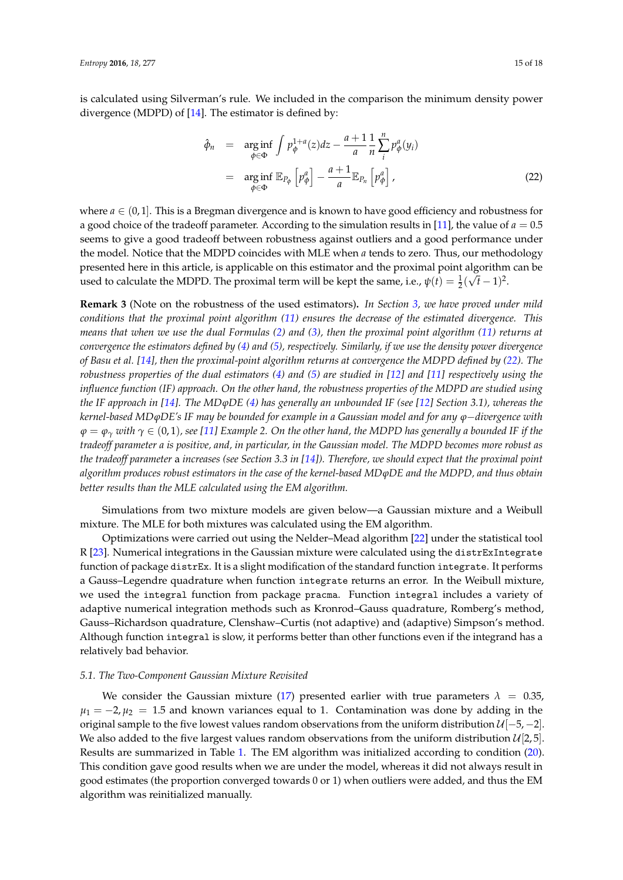is calculated using Silverman's rule. We included in the comparison the minimum density power divergence (MDPD) of [14]. The estimator is defined by:

$$
\begin{aligned}
\hat{\phi}_n &= \arg\inf_{\phi\in\Phi} \int p_\phi^{1+a}(z)dz - \frac{a+1}{a}\frac{1}{n}\sum_i^n p_\phi^a(y_i) \\
&= \arg\inf_{\phi\in\Phi} \mathbb{E}_{P_\phi}\left[p_\phi^a\right] - \frac{a+1}{a}\mathbb{E}_{P_n}\left[p_\phi^a\right],
\end{aligned}
\tag{22}
$$

where $a \in (0,1]$. This is a Bregman divergence and is known to have good efficiency and robustness for a good choice of the tradeoff parameter. According to the simulation results in [11], the value of $a = 0.5$ seems to give a good tradeoff between robustness against outliers and a good performance under the model. Notice that the MDPD coincides with MLE when $a$ tends to zero. Thus, our methodology presented here in this article, is applicable on this estimator and the proximal point algorithm can be used to calculate the MDPD. The proximal term will be kept the same, i.e., $\psi(t) = \frac{1}{2}(\sqrt{t}-1)^2$.

**Remark 3** (Note on the robustness of the used estimators)**.** *In Section 3, we have proved under mild conditions that the proximal point algorithm (11) ensures the decrease of the estimated divergence. This means that when we use the dual Formulas (2) and (3), then the proximal point algorithm (11) returns at convergence the estimators defined by (4) and (5), respectively. Similarly, if we use the density power divergence of Basu et al. [14], then the proximal-point algorithm returns at convergence the MDPD defined by (22). The robustness properties of the dual estimators (4) and (5) are studied in [12] and [11] respectively using the influence function (IF) approach. On the other hand, the robustness properties of the MDPD are studied using the IF approach in [14]. The MD$\varphi$DE (4) has generally an unbounded IF (see [12] Section 3.1), whereas the kernel-based MD$\varphi$DE's IF may be bounded for example in a Gaussian model and for any $\varphi-$divergence with $\varphi = \varphi_\gamma$ with $\gamma \in (0,1)$, see [11] Example 2. On the other hand, the MDPD has generally a bounded IF if the tradeoff parameter a is positive, and, in particular, in the Gaussian model. The MDPD becomes more robust as the tradeoff parameter* a *increases (see Section 3.3 in [14]). Therefore, we should expect that the proximal point algorithm produces robust estimators in the case of the kernel-based MD$\varphi$DE and the MDPD, and thus obtain better results than the MLE calculated using the EM algorithm.*

Simulations from two mixture models are given below—a Gaussian mixture and a Weibull mixture. The MLE for both mixtures was calculated using the EM algorithm.

Optimizations were carried out using the Nelder–Mead algorithm [22] under the statistical tool R [23]. Numerical integrations in the Gaussian mixture were calculated using the `distrExIntegrate` function of package `distrEx`. It is a slight modification of the standard function `integrate`. It performs a Gauss–Legendre quadrature when function `integrate` returns an error. In the Weibull mixture, we used the `integral` function from package `pracma`. Function `integral` includes a variety of adaptive numerical integration methods such as Kronrod–Gauss quadrature, Romberg's method, Gauss–Richardson quadrature, Clenshaw–Curtis (not adaptive) and (adaptive) Simpson's method. Although function `integral` is slow, it performs better than other functions even if the integrand has a relatively bad behavior.

### *5.1. The Two-Component Gaussian Mixture Revisited*

We consider the Gaussian mixture (17) presented earlier with true parameters $\lambda = 0.35$, $\mu_1 = -2, \mu_2 = 1.5$ and known variances equal to 1. Contamination was done by adding in the original sample to the five lowest values random observations from the uniform distribution $\mathcal{U}[-5,-2]$. We also added to the five largest values random observations from the uniform distribution $\mathcal{U}[2,5]$. Results are summarized in Table 1. The EM algorithm was initialized according to condition (20). This condition gave good results when we are under the model, whereas it did not always result in good estimates (the proportion converged towards 0 or 1) when outliers were added, and thus the EM algorithm was reinitialized manually.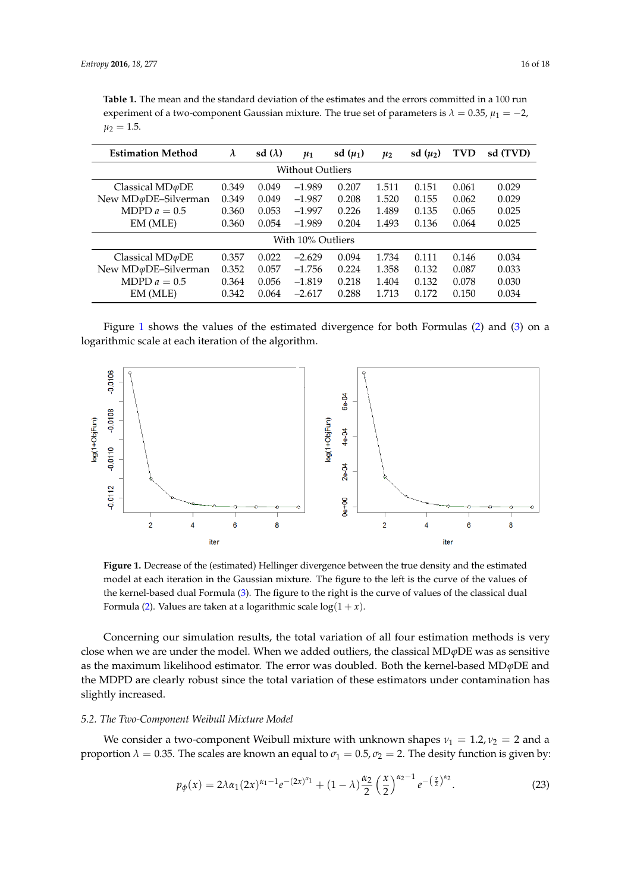**Table 1.** The mean and the standard deviation of the estimates and the errors committed in a 100 run experiment of a two-component Gaussian mixture. The true set of parameters is $\lambda = 0.35$, $\mu_1 = -2$, $\mu_2 = 1.5$.

| Estimation Method | $\lambda$ | sd ($\lambda$) | $\mu_1$ | sd ($\mu_1$) | $\mu_2$ | sd ($\mu_2$) | TVD | sd (TVD) |
|---|---|---|---|---|---|---|---|---|
| Without Outliers | | | | | | | | |
| Classical MD$\varphi$DE | 0.349 | 0.049 | −1.989 | 0.207 | 1.511 | 0.151 | 0.061 | 0.029 |
| New MD$\varphi$DE–Silverman | 0.349 | 0.049 | −1.987 | 0.208 | 1.520 | 0.155 | 0.062 | 0.029 |
| MDPD $a = 0.5$ | 0.360 | 0.053 | −1.997 | 0.226 | 1.489 | 0.135 | 0.065 | 0.025 |
| EM (MLE) | 0.360 | 0.054 | −1.989 | 0.204 | 1.493 | 0.136 | 0.064 | 0.025 |
| With 10% Outliers | | | | | | | | |
| Classical MD$\varphi$DE | 0.357 | 0.022 | −2.629 | 0.094 | 1.734 | 0.111 | 0.146 | 0.034 |
| New MD$\varphi$DE–Silverman | 0.352 | 0.057 | −1.756 | 0.224 | 1.358 | 0.132 | 0.087 | 0.033 |
| MDPD $a = 0.5$ | 0.364 | 0.056 | −1.819 | 0.218 | 1.404 | 0.132 | 0.078 | 0.030 |
| EM (MLE) | 0.342 | 0.064 | −2.617 | 0.288 | 1.713 | 0.172 | 0.150 | 0.034 |

Figure 1 shows the values of the estimated divergence for both Formulas (2) and (3) on a logarithmic scale at each iteration of the algorithm.

**Figure 1.** Decrease of the (estimated) Hellinger divergence between the true density and the estimated model at each iteration in the Gaussian mixture. The figure to the left is the curve of the values of the kernel-based dual Formula (3). The figure to the right is the curve of values of the classical dual Formula (2). Values are taken at a logarithmic scale $\log(1 + x)$.

Concerning our simulation results, the total variation of all four estimation methods is very close when we are under the model. When we added outliers, the classical MD$\varphi$DE was as sensitive as the maximum likelihood estimator. The error was doubled. Both the kernel-based MD$\varphi$DE and the MDPD are clearly robust since the total variation of these estimators under contamination has slightly increased.

### *5.2. The Two-Component Weibull Mixture Model*

We consider a two-component Weibull mixture with unknown shapes $\nu_1 = 1.2, \nu_2 = 2$ and a proportion $\lambda = 0.35$. The scales are known an equal to $\sigma_1 = 0.5, \sigma_2 = 2$. The desity function is given by:

$$p_\phi(x) = 2\lambda\alpha_1(2x)^{\alpha_1 - 1}e^{-(2x)^{\alpha_1}} + (1-\lambda)\frac{\alpha_2}{2}\left(\frac{x}{2}\right)^{\alpha_2 - 1}e^{-\left(\frac{x}{2}\right)^{\alpha_2}}. \tag{23}$$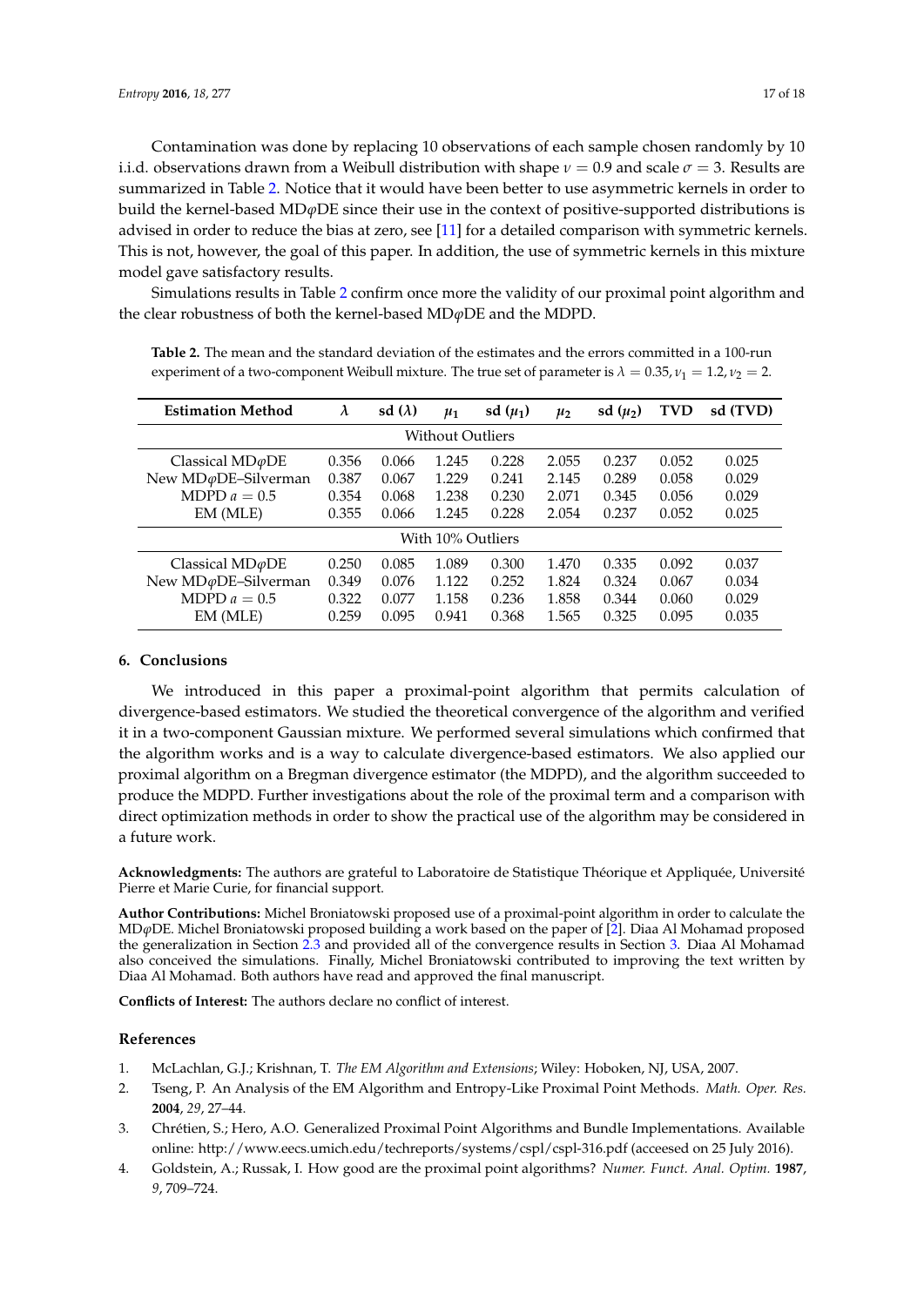Contamination was done by replacing 10 observations of each sample chosen randomly by 10 i.i.d. observations drawn from a Weibull distribution with shape $\nu = 0.9$ and scale $\sigma = 3$. Results are summarized in Table 2. Notice that it would have been better to use asymmetric kernels in order to build the kernel-based MD$\varphi$DE since their use in the context of positive-supported distributions is advised in order to reduce the bias at zero, see [11] for a detailed comparison with symmetric kernels. This is not, however, the goal of this paper. In addition, the use of symmetric kernels in this mixture model gave satisfactory results.

Simulations results in Table 2 confirm once more the validity of our proximal point algorithm and the clear robustness of both the kernel-based MD$\varphi$DE and the MDPD.

**Table 2.** The mean and the standard deviation of the estimates and the errors committed in a 100-run experiment of a two-component Weibull mixture. The true set of parameter is $\lambda = 0.35, \nu_1 = 1.2, \nu_2 = 2$.

| Estimation Method | $\lambda$ | sd ($\lambda$) | $\mu_1$ | sd ($\mu_1$) | $\mu_2$ | sd ($\mu_2$) | TVD | sd (TVD) |
|---|---|---|---|---|---|---|---|---|
| Without Outliers | | | | | | | | |
| Classical MD$\varphi$DE | 0.356 | 0.066 | 1.245 | 0.228 | 2.055 | 0.237 | 0.052 | 0.025 |
| New MD$\varphi$DE–Silverman | 0.387 | 0.067 | 1.229 | 0.241 | 2.145 | 0.289 | 0.058 | 0.029 |
| MDPD $a = 0.5$ | 0.354 | 0.068 | 1.238 | 0.230 | 2.071 | 0.345 | 0.056 | 0.029 |
| EM (MLE) | 0.355 | 0.066 | 1.245 | 0.228 | 2.054 | 0.237 | 0.052 | 0.025 |
| With 10% Outliers | | | | | | | | |
| Classical MD$\varphi$DE | 0.250 | 0.085 | 1.089 | 0.300 | 1.470 | 0.335 | 0.092 | 0.037 |
| New MD$\varphi$DE–Silverman | 0.349 | 0.076 | 1.122 | 0.252 | 1.824 | 0.324 | 0.067 | 0.034 |
| MDPD $a = 0.5$ | 0.322 | 0.077 | 1.158 | 0.236 | 1.858 | 0.344 | 0.060 | 0.029 |
| EM (MLE) | 0.259 | 0.095 | 0.941 | 0.368 | 1.565 | 0.325 | 0.095 | 0.035 |

## 6. Conclusions

We introduced in this paper a proximal-point algorithm that permits calculation of divergence-based estimators. We studied the theoretical convergence of the algorithm and verified it in a two-component Gaussian mixture. We performed several simulations which confirmed that the algorithm works and is a way to calculate divergence-based estimators. We also applied our proximal algorithm on a Bregman divergence estimator (the MDPD), and the algorithm succeeded to produce the MDPD. Further investigations about the role of the proximal term and a comparison with direct optimization methods in order to show the practical use of the algorithm may be considered in a future work.

**Acknowledgments:** The authors are grateful to Laboratoire de Statistique Théorique et Appliquée, Université Pierre et Marie Curie, for financial support.

**Author Contributions:** Michel Broniatowski proposed use of a proximal-point algorithm in order to calculate the MD$\varphi$DE. Michel Broniatowski proposed building a work based on the paper of [2]. Diaa Al Mohamad proposed the generalization in Section 2.3 and provided all of the convergence results in Section 3. Diaa Al Mohamad also conceived the simulations. Finally, Michel Broniatowski contributed to improving the text written by Diaa Al Mohamad. Both authors have read and approved the final manuscript.

**Conflicts of Interest:** The authors declare no conflict of interest.

## References

1. McLachlan, G.J.; Krishnan, T. *The EM Algorithm and Extensions*; Wiley: Hoboken, NJ, USA, 2007.
2. Tseng, P. An Analysis of the EM Algorithm and Entropy-Like Proximal Point Methods. *Math. Oper. Res.* **2004**, *29*, 27–44.
3. Chrétien, S.; Hero, A.O. Generalized Proximal Point Algorithms and Bundle Implementations. Available online: http://www.eecs.umich.edu/techreports/systems/cspl/cspl-316.pdf (acceesed on 25 July 2016).
4. Goldstein, A.; Russak, I. How good are the proximal point algorithms? *Numer. Funct. Anal. Optim.* **1987**, *9*, 709–724.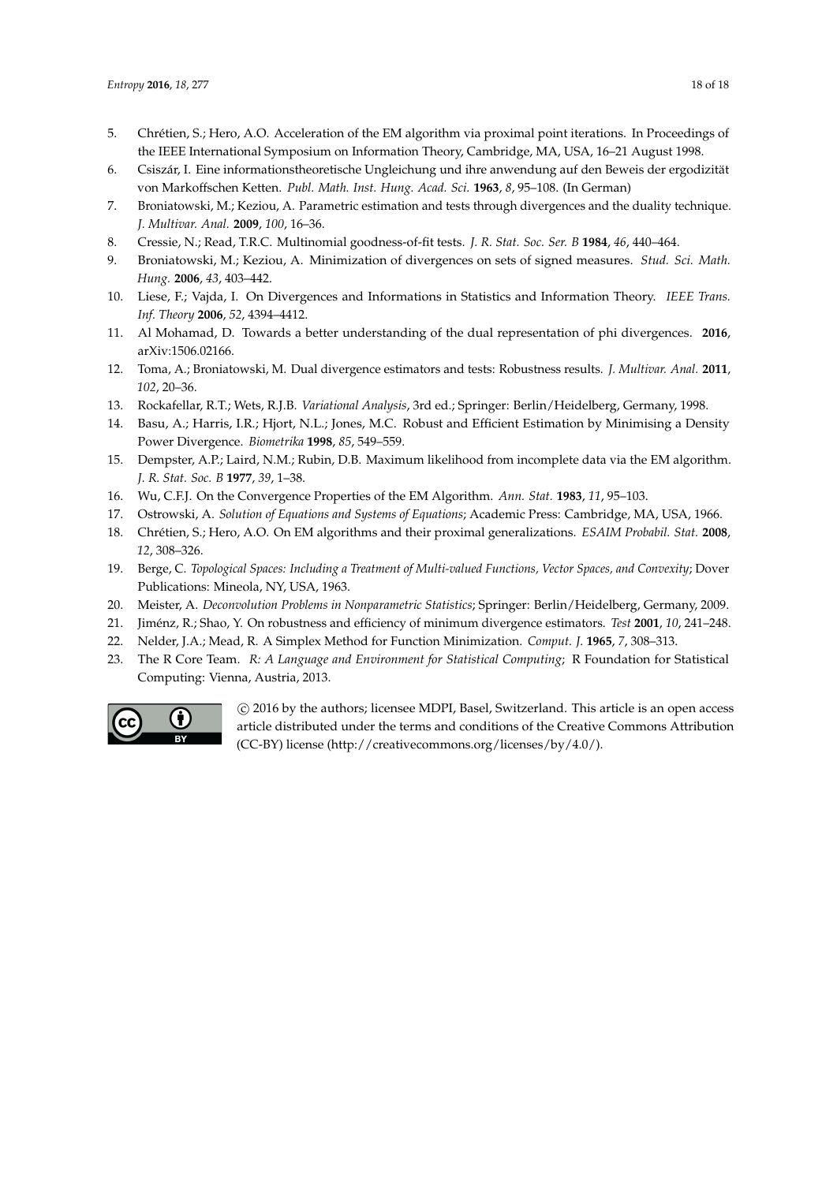5. Chrétien, S.; Hero, A.O. Acceleration of the EM algorithm via proximal point iterations. In Proceedings of the IEEE International Symposium on Information Theory, Cambridge, MA, USA, 16–21 August 1998.
6. Csiszár, I. Eine informationstheoretische Ungleichung und ihre anwendung auf den Beweis der ergodizität von Markoffschen Ketten. *Publ. Math. Inst. Hung. Acad. Sci.* **1963**, *8*, 95–108. (In German)
7. Broniatowski, M.; Keziou, A. Parametric estimation and tests through divergences and the duality technique. *J. Multivar. Anal.* **2009**, *100*, 16–36.
8. Cressie, N.; Read, T.R.C. Multinomial goodness-of-fit tests. *J. R. Stat. Soc. Ser. B* **1984**, *46*, 440–464.
9. Broniatowski, M.; Keziou, A. Minimization of divergences on sets of signed measures. *Stud. Sci. Math. Hung.* **2006**, *43*, 403–442.
10. Liese, F.; Vajda, I. On Divergences and Informations in Statistics and Information Theory. *IEEE Trans. Inf. Theory* **2006**, *52*, 4394–4412.
11. Al Mohamad, D. Towards a better understanding of the dual representation of phi divergences. **2016**, arXiv:1506.02166.
12. Toma, A.; Broniatowski, M. Dual divergence estimators and tests: Robustness results. *J. Multivar. Anal.* **2011**, *102*, 20–36.
13. Rockafellar, R.T.; Wets, R.J.B. *Variational Analysis*, 3rd ed.; Springer: Berlin/Heidelberg, Germany, 1998.
14. Basu, A.; Harris, I.R.; Hjort, N.L.; Jones, M.C. Robust and Efficient Estimation by Minimising a Density Power Divergence. *Biometrika* **1998**, *85*, 549–559.
15. Dempster, A.P.; Laird, N.M.; Rubin, D.B. Maximum likelihood from incomplete data via the EM algorithm. *J. R. Stat. Soc. B* **1977**, *39*, 1–38.
16. Wu, C.F.J. On the Convergence Properties of the EM Algorithm. *Ann. Stat.* **1983**, *11*, 95–103.
17. Ostrowski, A. *Solution of Equations and Systems of Equations*; Academic Press: Cambridge, MA, USA, 1966.
18. Chrétien, S.; Hero, A.O. On EM algorithms and their proximal generalizations. *ESAIM Probabil. Stat.* **2008**, *12*, 308–326.
19. Berge, C. *Topological Spaces: Including a Treatment of Multi-valued Functions, Vector Spaces, and Convexity*; Dover Publications: Mineola, NY, USA, 1963.
20. Meister, A. *Deconvolution Problems in Nonparametric Statistics*; Springer: Berlin/Heidelberg, Germany, 2009.
21. Jiménz, R.; Shao, Y. On robustness and efficiency of minimum divergence estimators. *Test* **2001**, *10*, 241–248.
22. Nelder, J.A.; Mead, R. A Simplex Method for Function Minimization. *Comput. J.* **1965**, *7*, 308–313.
23. The R Core Team. *R: A Language and Environment for Statistical Computing*; R Foundation for Statistical Computing: Vienna, Austria, 2013.

© 2016 by the authors; licensee MDPI, Basel, Switzerland. This article is an open access article distributed under the terms and conditions of the Creative Commons Attribution (CC-BY) license (http://creativecommons.org/licenses/by/4.0/).